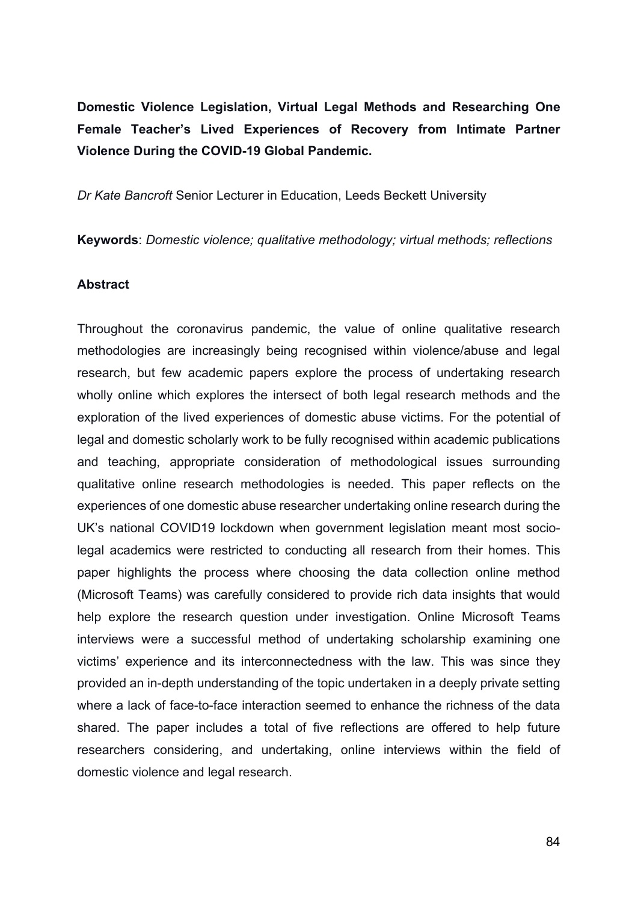# Domestic Violence Legislation, Virtual Legal Methods and Researching One Female Teacher's Lived Experiences of Recovery from Intimate Partner Violence During the COVID-19 Global Pandemic.

*Dr Kate Bancroft* Senior Lecturer in Education, Leeds Beckett University

**Keywords**: *Domestic violence; qualitative methodology; virtual methods; reflections*

## Abstract

Throughout the coronavirus pandemic, the value of online qualitative research methodologies are increasingly being recognised within violence/abuse and legal research, but few academic papers explore the process of undertaking research wholly online which explores the intersect of both legal research methods and the exploration of the lived experiences of domestic abuse victims. For the potential of legal and domestic scholarly work to be fully recognised within academic publications and teaching, appropriate consideration of methodological issues surrounding qualitative online research methodologies is needed. This paper reflects on the experiences of one domestic abuse researcher undertaking online research during the UK's national COVID19 lockdown when government legislation meant most socio-legal academics were restricted to conducting all research from their homes. This paper highlights the process where choosing the data collection online method (Microsoft Teams) was carefully considered to provide rich data insights that would help explore the research question under investigation. Online Microsoft Teams interviews were a successful method of undertaking scholarship examining one victims' experience and its interconnectedness with the law. This was since they provided an in-depth understanding of the topic undertaken in a deeply private setting where a lack of face-to-face interaction seemed to enhance the richness of the data shared. The paper includes a total of five reflections are offered to help future researchers considering, and undertaking, online interviews within the field of domestic violence and legal research.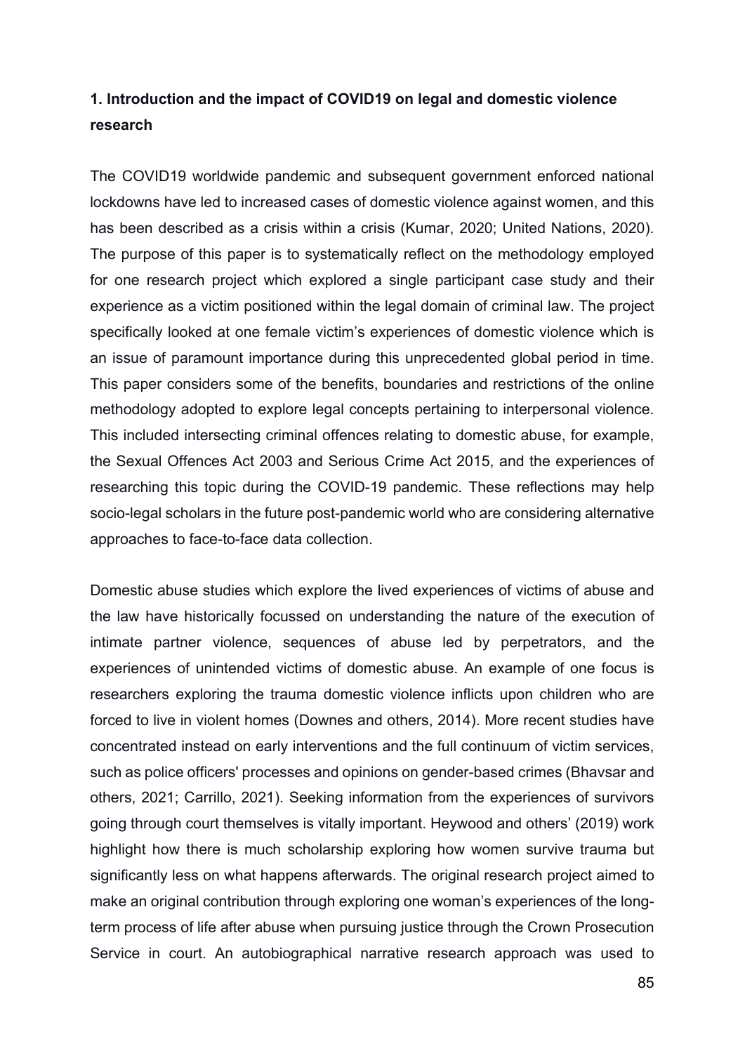## 1. Introduction and the impact of COVID19 on legal and domestic violence research

The COVID19 worldwide pandemic and subsequent government enforced national lockdowns have led to increased cases of domestic violence against women, and this has been described as a crisis within a crisis (Kumar, 2020; United Nations, 2020). The purpose of this paper is to systematically reflect on the methodology employed for one research project which explored a single participant case study and their experience as a victim positioned within the legal domain of criminal law. The project specifically looked at one female victim's experiences of domestic violence which is an issue of paramount importance during this unprecedented global period in time. This paper considers some of the benefits, boundaries and restrictions of the online methodology adopted to explore legal concepts pertaining to interpersonal violence. This included intersecting criminal offences relating to domestic abuse, for example, the Sexual Offences Act 2003 and Serious Crime Act 2015, and the experiences of researching this topic during the COVID-19 pandemic. These reflections may help socio-legal scholars in the future post-pandemic world who are considering alternative approaches to face-to-face data collection.

Domestic abuse studies which explore the lived experiences of victims of abuse and the law have historically focussed on understanding the nature of the execution of intimate partner violence, sequences of abuse led by perpetrators, and the experiences of unintended victims of domestic abuse. An example of one focus is researchers exploring the trauma domestic violence inflicts upon children who are forced to live in violent homes (Downes and others, 2014). More recent studies have concentrated instead on early interventions and the full continuum of victim services, such as police officers' processes and opinions on gender-based crimes (Bhavsar and others, 2021; Carrillo, 2021). Seeking information from the experiences of survivors going through court themselves is vitally important. Heywood and others' (2019) work highlight how there is much scholarship exploring how women survive trauma but significantly less on what happens afterwards. The original research project aimed to make an original contribution through exploring one woman's experiences of the long-term process of life after abuse when pursuing justice through the Crown Prosecution Service in court. An autobiographical narrative research approach was used to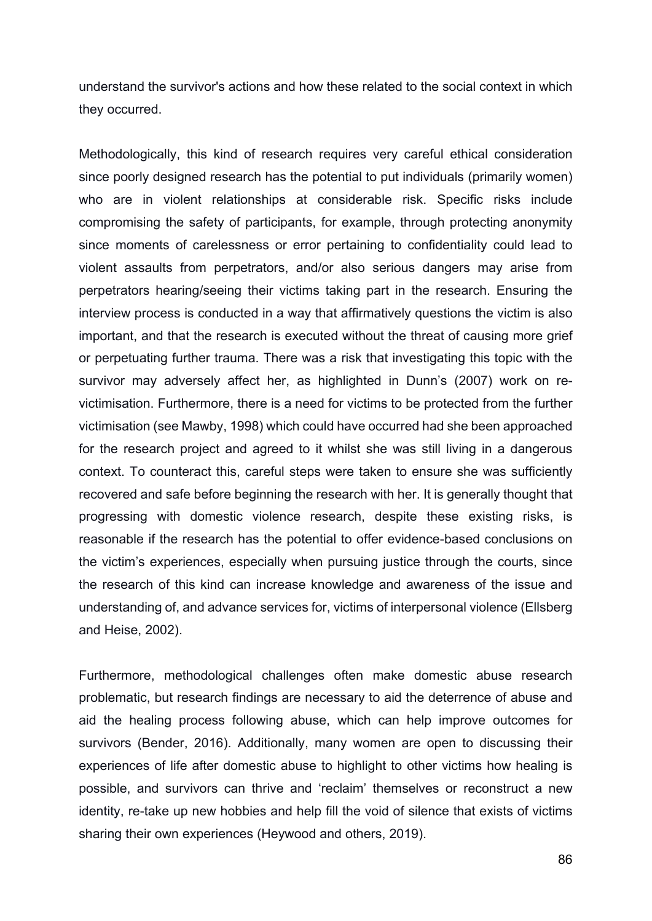understand the survivor's actions and how these related to the social context in which they occurred.

Methodologically, this kind of research requires very careful ethical consideration since poorly designed research has the potential to put individuals (primarily women) who are in violent relationships at considerable risk. Specific risks include compromising the safety of participants, for example, through protecting anonymity since moments of carelessness or error pertaining to confidentiality could lead to violent assaults from perpetrators, and/or also serious dangers may arise from perpetrators hearing/seeing their victims taking part in the research. Ensuring the interview process is conducted in a way that affirmatively questions the victim is also important, and that the research is executed without the threat of causing more grief or perpetuating further trauma. There was a risk that investigating this topic with the survivor may adversely affect her, as highlighted in Dunn's (2007) work on re-victimisation. Furthermore, there is a need for victims to be protected from the further victimisation (see Mawby, 1998) which could have occurred had she been approached for the research project and agreed to it whilst she was still living in a dangerous context. To counteract this, careful steps were taken to ensure she was sufficiently recovered and safe before beginning the research with her. It is generally thought that progressing with domestic violence research, despite these existing risks, is reasonable if the research has the potential to offer evidence-based conclusions on the victim's experiences, especially when pursuing justice through the courts, since the research of this kind can increase knowledge and awareness of the issue and understanding of, and advance services for, victims of interpersonal violence (Ellsberg and Heise, 2002).

Furthermore, methodological challenges often make domestic abuse research problematic, but research findings are necessary to aid the deterrence of abuse and aid the healing process following abuse, which can help improve outcomes for survivors (Bender, 2016). Additionally, many women are open to discussing their experiences of life after domestic abuse to highlight to other victims how healing is possible, and survivors can thrive and 'reclaim' themselves or reconstruct a new identity, re-take up new hobbies and help fill the void of silence that exists of victims sharing their own experiences (Heywood and others, 2019).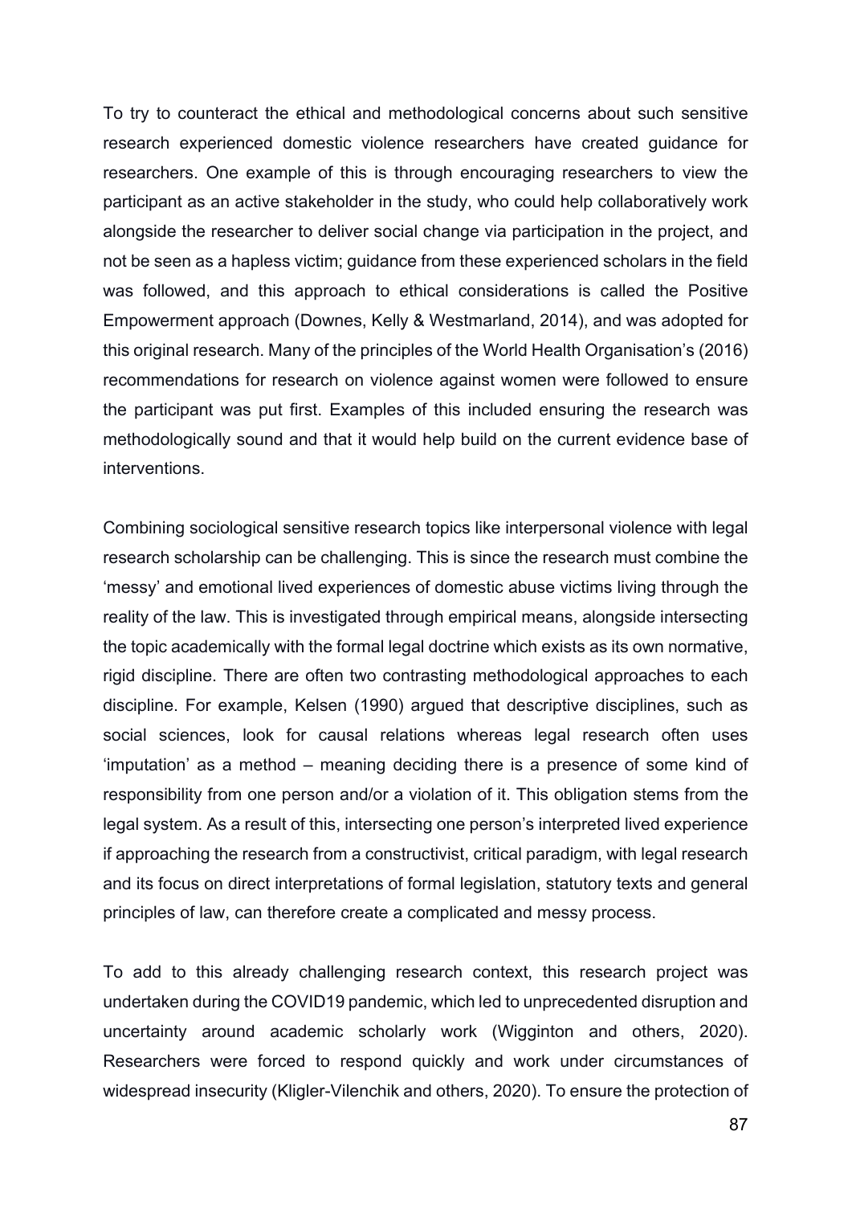To try to counteract the ethical and methodological concerns about such sensitive research experienced domestic violence researchers have created guidance for researchers. One example of this is through encouraging researchers to view the participant as an active stakeholder in the study, who could help collaboratively work alongside the researcher to deliver social change via participation in the project, and not be seen as a hapless victim; guidance from these experienced scholars in the field was followed, and this approach to ethical considerations is called the Positive Empowerment approach (Downes, Kelly & Westmarland, 2014), and was adopted for this original research. Many of the principles of the World Health Organisation's (2016) recommendations for research on violence against women were followed to ensure the participant was put first. Examples of this included ensuring the research was methodologically sound and that it would help build on the current evidence base of interventions.

Combining sociological sensitive research topics like interpersonal violence with legal research scholarship can be challenging. This is since the research must combine the 'messy' and emotional lived experiences of domestic abuse victims living through the reality of the law. This is investigated through empirical means, alongside intersecting the topic academically with the formal legal doctrine which exists as its own normative, rigid discipline. There are often two contrasting methodological approaches to each discipline. For example, Kelsen (1990) argued that descriptive disciplines, such as social sciences, look for causal relations whereas legal research often uses 'imputation' as a method – meaning deciding there is a presence of some kind of responsibility from one person and/or a violation of it. This obligation stems from the legal system. As a result of this, intersecting one person's interpreted lived experience if approaching the research from a constructivist, critical paradigm, with legal research and its focus on direct interpretations of formal legislation, statutory texts and general principles of law, can therefore create a complicated and messy process.

To add to this already challenging research context, this research project was undertaken during the COVID19 pandemic, which led to unprecedented disruption and uncertainty around academic scholarly work (Wigginton and others, 2020). Researchers were forced to respond quickly and work under circumstances of widespread insecurity (Kligler-Vilenchik and others, 2020). To ensure the protection of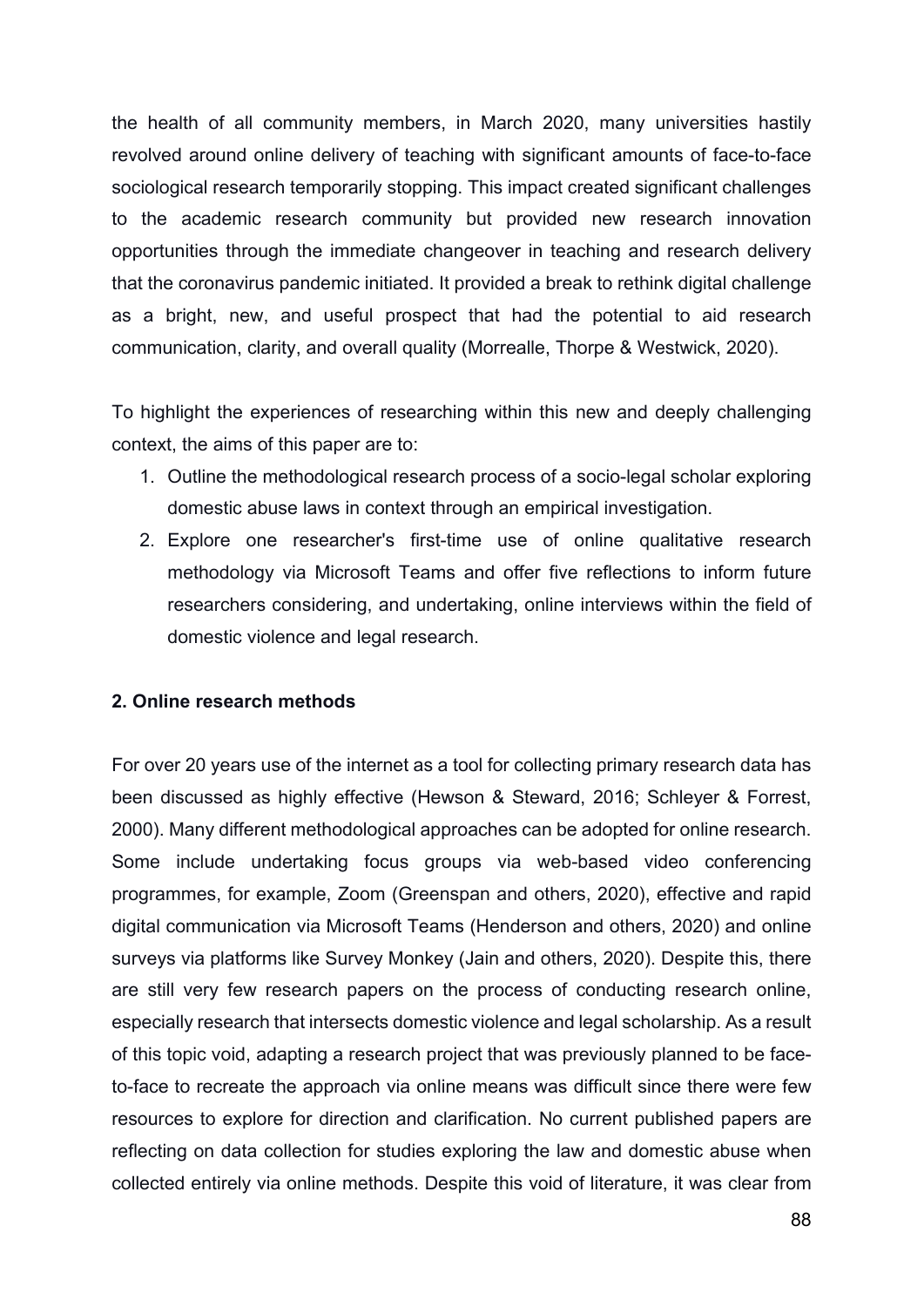the health of all community members, in March 2020, many universities hastily revolved around online delivery of teaching with significant amounts of face-to-face sociological research temporarily stopping. This impact created significant challenges to the academic research community but provided new research innovation opportunities through the immediate changeover in teaching and research delivery that the coronavirus pandemic initiated. It provided a break to rethink digital challenge as a bright, new, and useful prospect that had the potential to aid research communication, clarity, and overall quality (Morrealle, Thorpe & Westwick, 2020).

To highlight the experiences of researching within this new and deeply challenging context, the aims of this paper are to:

1. Outline the methodological research process of a socio-legal scholar exploring domestic abuse laws in context through an empirical investigation.
2. Explore one researcher's first-time use of online qualitative research methodology via Microsoft Teams and offer five reflections to inform future researchers considering, and undertaking, online interviews within the field of domestic violence and legal research.

## 2. Online research methods

For over 20 years use of the internet as a tool for collecting primary research data has been discussed as highly effective (Hewson & Steward, 2016; Schleyer & Forrest, 2000). Many different methodological approaches can be adopted for online research. Some include undertaking focus groups via web-based video conferencing programmes, for example, Zoom (Greenspan and others, 2020), effective and rapid digital communication via Microsoft Teams (Henderson and others, 2020) and online surveys via platforms like Survey Monkey (Jain and others, 2020). Despite this, there are still very few research papers on the process of conducting research online, especially research that intersects domestic violence and legal scholarship. As a result of this topic void, adapting a research project that was previously planned to be face-to-face to recreate the approach via online means was difficult since there were few resources to explore for direction and clarification. No current published papers are reflecting on data collection for studies exploring the law and domestic abuse when collected entirely via online methods. Despite this void of literature, it was clear from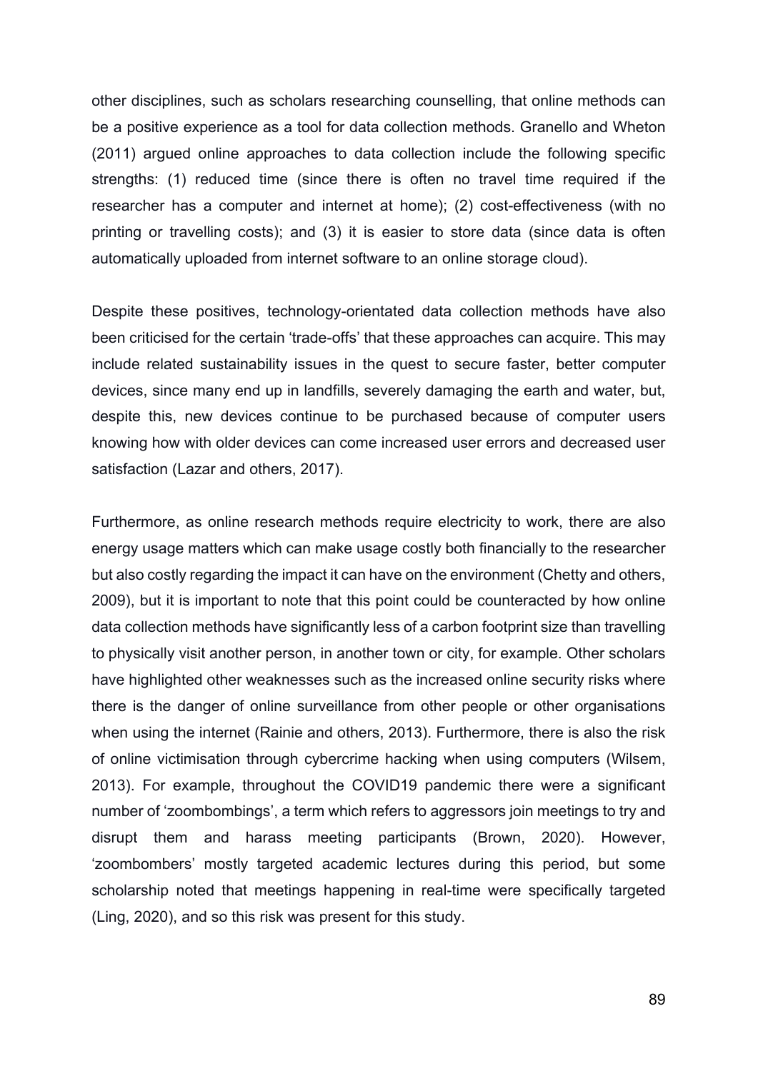other disciplines, such as scholars researching counselling, that online methods can be a positive experience as a tool for data collection methods. Granello and Wheton (2011) argued online approaches to data collection include the following specific strengths: (1) reduced time (since there is often no travel time required if the researcher has a computer and internet at home); (2) cost-effectiveness (with no printing or travelling costs); and (3) it is easier to store data (since data is often automatically uploaded from internet software to an online storage cloud).

Despite these positives, technology-orientated data collection methods have also been criticised for the certain 'trade-offs' that these approaches can acquire. This may include related sustainability issues in the quest to secure faster, better computer devices, since many end up in landfills, severely damaging the earth and water, but, despite this, new devices continue to be purchased because of computer users knowing how with older devices can come increased user errors and decreased user satisfaction (Lazar and others, 2017).

Furthermore, as online research methods require electricity to work, there are also energy usage matters which can make usage costly both financially to the researcher but also costly regarding the impact it can have on the environment (Chetty and others, 2009), but it is important to note that this point could be counteracted by how online data collection methods have significantly less of a carbon footprint size than travelling to physically visit another person, in another town or city, for example. Other scholars have highlighted other weaknesses such as the increased online security risks where there is the danger of online surveillance from other people or other organisations when using the internet (Rainie and others, 2013). Furthermore, there is also the risk of online victimisation through cybercrime hacking when using computers (Wilsem, 2013). For example, throughout the COVID19 pandemic there were a significant number of 'zoombombings', a term which refers to aggressors join meetings to try and disrupt them and harass meeting participants (Brown, 2020). However, 'zoombombers' mostly targeted academic lectures during this period, but some scholarship noted that meetings happening in real-time were specifically targeted (Ling, 2020), and so this risk was present for this study.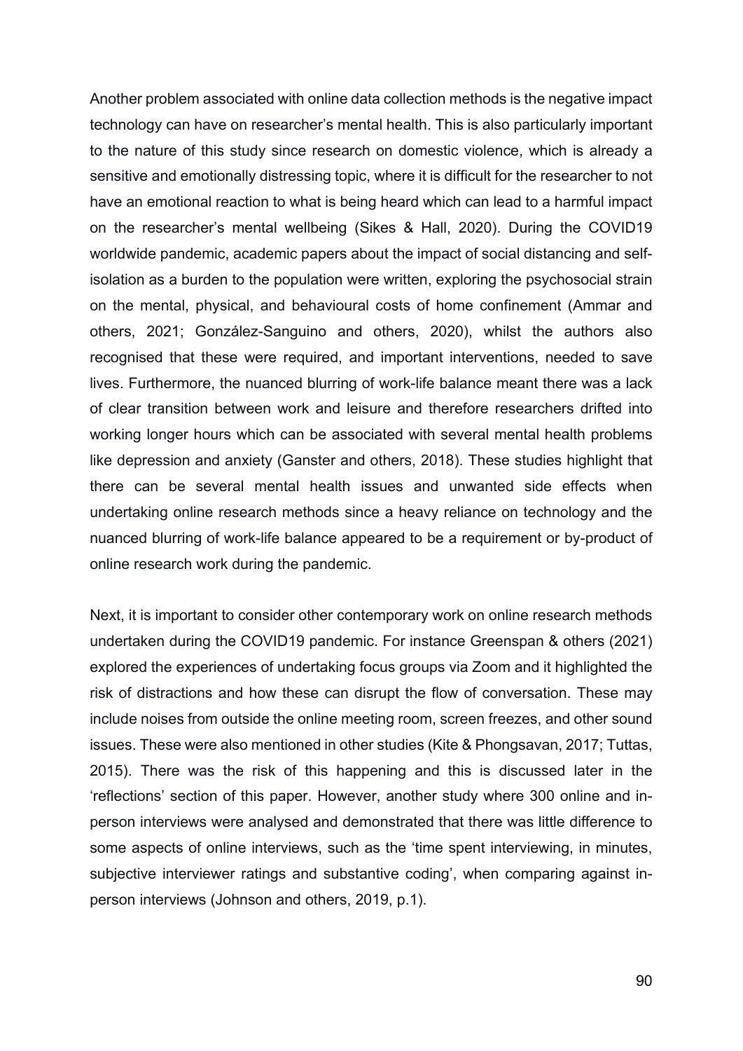Another problem associated with online data collection methods is the negative impact technology can have on researcher's mental health. This is also particularly important to the nature of this study since research on domestic violence, which is already a sensitive and emotionally distressing topic, where it is difficult for the researcher to not have an emotional reaction to what is being heard which can lead to a harmful impact on the researcher's mental wellbeing (Sikes & Hall, 2020). During the COVID19 worldwide pandemic, academic papers about the impact of social distancing and self-isolation as a burden to the population were written, exploring the psychosocial strain on the mental, physical, and behavioural costs of home confinement (Ammar and others, 2021; González-Sanguino and others, 2020), whilst the authors also recognised that these were required, and important interventions, needed to save lives. Furthermore, the nuanced blurring of work-life balance meant there was a lack of clear transition between work and leisure and therefore researchers drifted into working longer hours which can be associated with several mental health problems like depression and anxiety (Ganster and others, 2018). These studies highlight that there can be several mental health issues and unwanted side effects when undertaking online research methods since a heavy reliance on technology and the nuanced blurring of work-life balance appeared to be a requirement or by-product of online research work during the pandemic.

Next, it is important to consider other contemporary work on online research methods undertaken during the COVID19 pandemic. For instance Greenspan & others (2021) explored the experiences of undertaking focus groups via Zoom and it highlighted the risk of distractions and how these can disrupt the flow of conversation. These may include noises from outside the online meeting room, screen freezes, and other sound issues. These were also mentioned in other studies (Kite & Phongsavan, 2017; Tuttas, 2015). There was the risk of this happening and this is discussed later in the 'reflections' section of this paper. However, another study where 300 online and in-person interviews were analysed and demonstrated that there was little difference to some aspects of online interviews, such as the 'time spent interviewing, in minutes, subjective interviewer ratings and substantive coding', when comparing against in-person interviews (Johnson and others, 2019, p.1).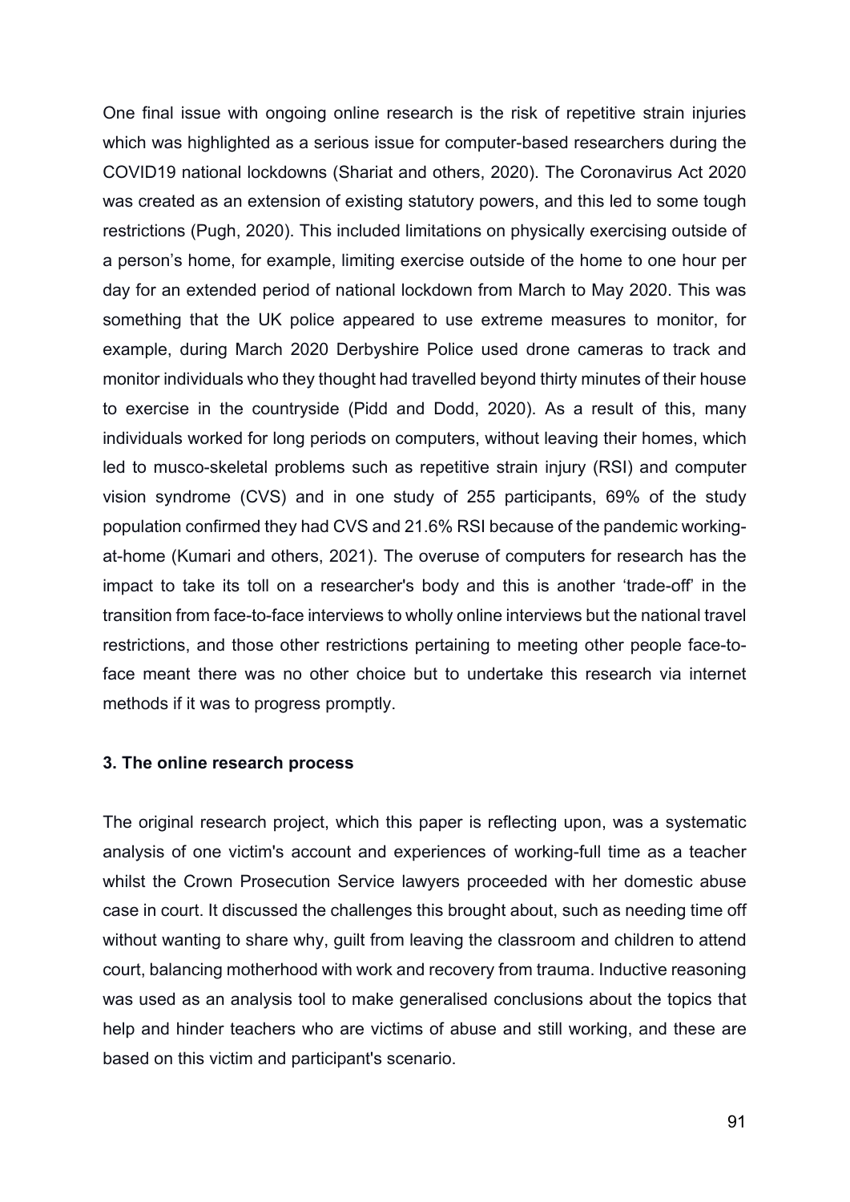One final issue with ongoing online research is the risk of repetitive strain injuries which was highlighted as a serious issue for computer-based researchers during the COVID19 national lockdowns (Shariat and others, 2020). The Coronavirus Act 2020 was created as an extension of existing statutory powers, and this led to some tough restrictions (Pugh, 2020). This included limitations on physically exercising outside of a person's home, for example, limiting exercise outside of the home to one hour per day for an extended period of national lockdown from March to May 2020. This was something that the UK police appeared to use extreme measures to monitor, for example, during March 2020 Derbyshire Police used drone cameras to track and monitor individuals who they thought had travelled beyond thirty minutes of their house to exercise in the countryside (Pidd and Dodd, 2020). As a result of this, many individuals worked for long periods on computers, without leaving their homes, which led to musco-skeletal problems such as repetitive strain injury (RSI) and computer vision syndrome (CVS) and in one study of 255 participants, 69% of the study population confirmed they had CVS and 21.6% RSI because of the pandemic working-at-home (Kumari and others, 2021). The overuse of computers for research has the impact to take its toll on a researcher's body and this is another 'trade-off' in the transition from face-to-face interviews to wholly online interviews but the national travel restrictions, and those other restrictions pertaining to meeting other people face-to-face meant there was no other choice but to undertake this research via internet methods if it was to progress promptly.

### 3. The online research process

The original research project, which this paper is reflecting upon, was a systematic analysis of one victim's account and experiences of working-full time as a teacher whilst the Crown Prosecution Service lawyers proceeded with her domestic abuse case in court. It discussed the challenges this brought about, such as needing time off without wanting to share why, guilt from leaving the classroom and children to attend court, balancing motherhood with work and recovery from trauma. Inductive reasoning was used as an analysis tool to make generalised conclusions about the topics that help and hinder teachers who are victims of abuse and still working, and these are based on this victim and participant's scenario.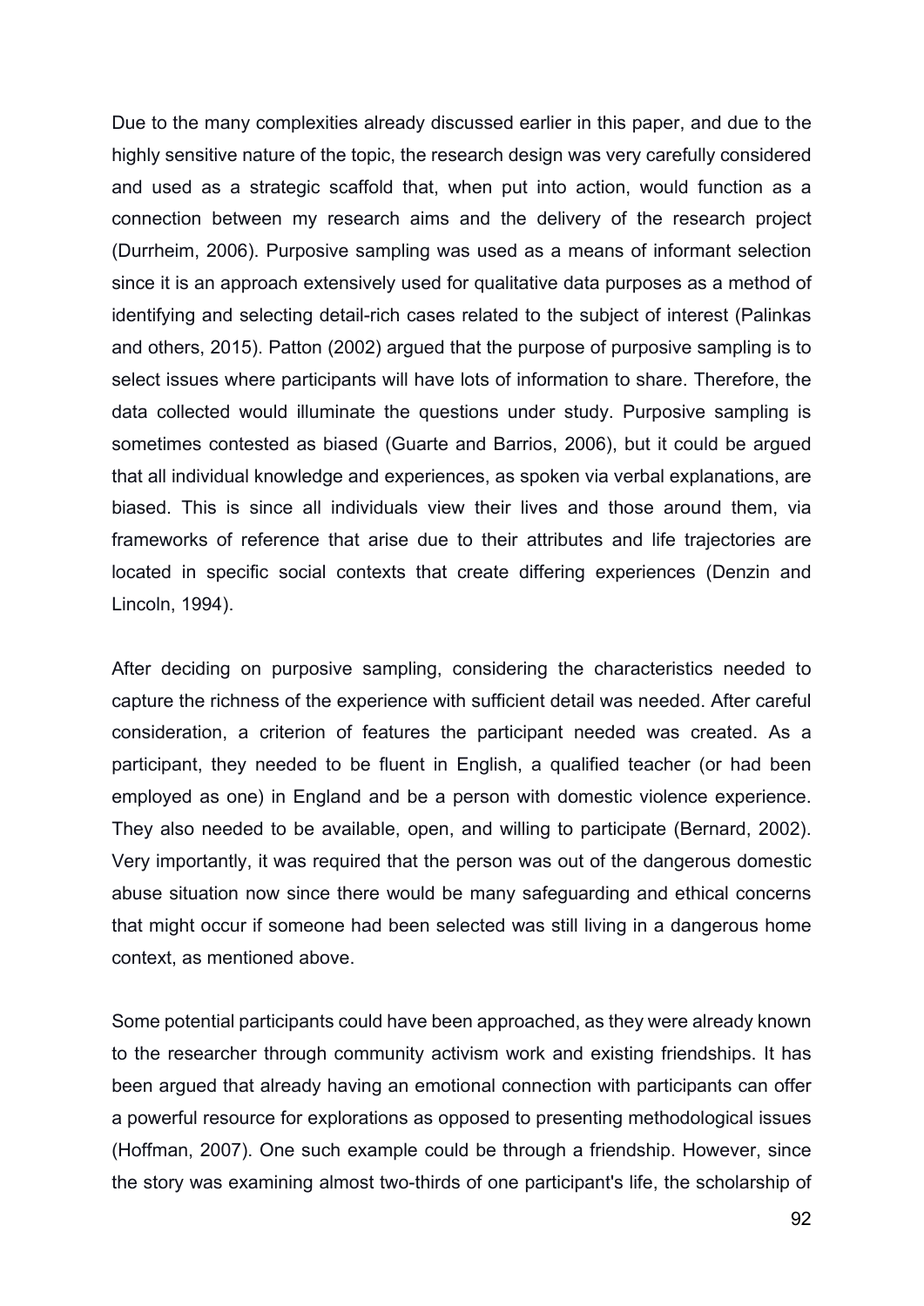Due to the many complexities already discussed earlier in this paper, and due to the highly sensitive nature of the topic, the research design was very carefully considered and used as a strategic scaffold that, when put into action, would function as a connection between my research aims and the delivery of the research project (Durrheim, 2006). Purposive sampling was used as a means of informant selection since it is an approach extensively used for qualitative data purposes as a method of identifying and selecting detail-rich cases related to the subject of interest (Palinkas and others, 2015). Patton (2002) argued that the purpose of purposive sampling is to select issues where participants will have lots of information to share. Therefore, the data collected would illuminate the questions under study. Purposive sampling is sometimes contested as biased (Guarte and Barrios, 2006), but it could be argued that all individual knowledge and experiences, as spoken via verbal explanations, are biased. This is since all individuals view their lives and those around them, via frameworks of reference that arise due to their attributes and life trajectories are located in specific social contexts that create differing experiences (Denzin and Lincoln, 1994).

After deciding on purposive sampling, considering the characteristics needed to capture the richness of the experience with sufficient detail was needed. After careful consideration, a criterion of features the participant needed was created. As a participant, they needed to be fluent in English, a qualified teacher (or had been employed as one) in England and be a person with domestic violence experience. They also needed to be available, open, and willing to participate (Bernard, 2002). Very importantly, it was required that the person was out of the dangerous domestic abuse situation now since there would be many safeguarding and ethical concerns that might occur if someone had been selected was still living in a dangerous home context, as mentioned above.

Some potential participants could have been approached, as they were already known to the researcher through community activism work and existing friendships. It has been argued that already having an emotional connection with participants can offer a powerful resource for explorations as opposed to presenting methodological issues (Hoffman, 2007). One such example could be through a friendship. However, since the story was examining almost two-thirds of one participant's life, the scholarship of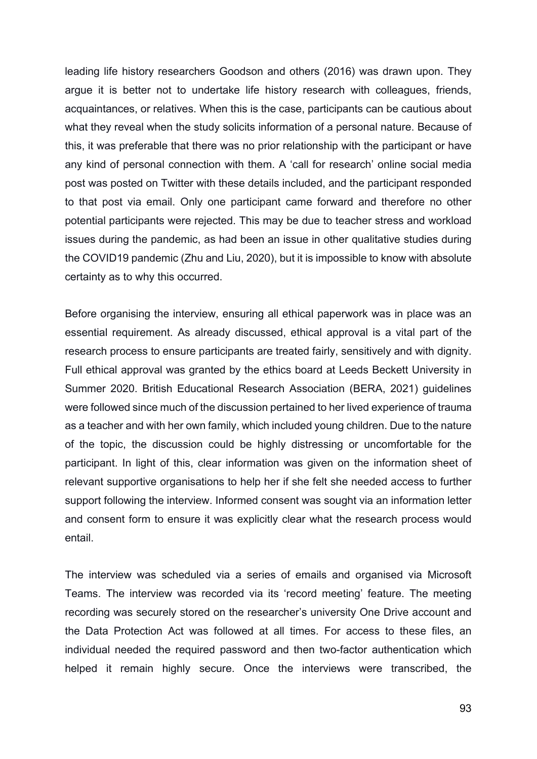leading life history researchers Goodson and others (2016) was drawn upon. They argue it is better not to undertake life history research with colleagues, friends, acquaintances, or relatives. When this is the case, participants can be cautious about what they reveal when the study solicits information of a personal nature. Because of this, it was preferable that there was no prior relationship with the participant or have any kind of personal connection with them. A 'call for research' online social media post was posted on Twitter with these details included, and the participant responded to that post via email. Only one participant came forward and therefore no other potential participants were rejected. This may be due to teacher stress and workload issues during the pandemic, as had been an issue in other qualitative studies during the COVID19 pandemic (Zhu and Liu, 2020), but it is impossible to know with absolute certainty as to why this occurred.

Before organising the interview, ensuring all ethical paperwork was in place was an essential requirement. As already discussed, ethical approval is a vital part of the research process to ensure participants are treated fairly, sensitively and with dignity. Full ethical approval was granted by the ethics board at Leeds Beckett University in Summer 2020. British Educational Research Association (BERA, 2021) guidelines were followed since much of the discussion pertained to her lived experience of trauma as a teacher and with her own family, which included young children. Due to the nature of the topic, the discussion could be highly distressing or uncomfortable for the participant. In light of this, clear information was given on the information sheet of relevant supportive organisations to help her if she felt she needed access to further support following the interview. Informed consent was sought via an information letter and consent form to ensure it was explicitly clear what the research process would entail.

The interview was scheduled via a series of emails and organised via Microsoft Teams. The interview was recorded via its 'record meeting' feature. The meeting recording was securely stored on the researcher's university One Drive account and the Data Protection Act was followed at all times. For access to these files, an individual needed the required password and then two-factor authentication which helped it remain highly secure. Once the interviews were transcribed, the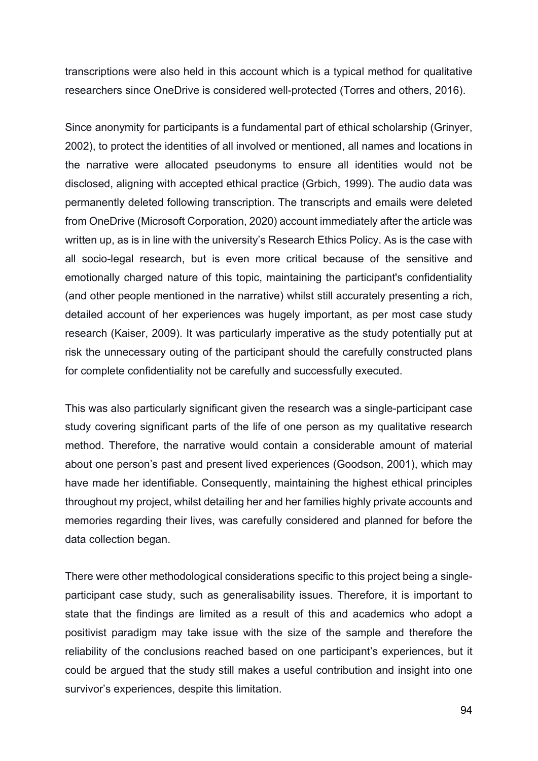transcriptions were also held in this account which is a typical method for qualitative researchers since OneDrive is considered well-protected (Torres and others, 2016).

Since anonymity for participants is a fundamental part of ethical scholarship (Grinyer, 2002), to protect the identities of all involved or mentioned, all names and locations in the narrative were allocated pseudonyms to ensure all identities would not be disclosed, aligning with accepted ethical practice (Grbich, 1999). The audio data was permanently deleted following transcription. The transcripts and emails were deleted from OneDrive (Microsoft Corporation, 2020) account immediately after the article was written up, as is in line with the university's Research Ethics Policy. As is the case with all socio-legal research, but is even more critical because of the sensitive and emotionally charged nature of this topic, maintaining the participant's confidentiality (and other people mentioned in the narrative) whilst still accurately presenting a rich, detailed account of her experiences was hugely important, as per most case study research (Kaiser, 2009). It was particularly imperative as the study potentially put at risk the unnecessary outing of the participant should the carefully constructed plans for complete confidentiality not be carefully and successfully executed.

This was also particularly significant given the research was a single-participant case study covering significant parts of the life of one person as my qualitative research method. Therefore, the narrative would contain a considerable amount of material about one person's past and present lived experiences (Goodson, 2001), which may have made her identifiable. Consequently, maintaining the highest ethical principles throughout my project, whilst detailing her and her families highly private accounts and memories regarding their lives, was carefully considered and planned for before the data collection began.

There were other methodological considerations specific to this project being a single-participant case study, such as generalisability issues. Therefore, it is important to state that the findings are limited as a result of this and academics who adopt a positivist paradigm may take issue with the size of the sample and therefore the reliability of the conclusions reached based on one participant's experiences, but it could be argued that the study still makes a useful contribution and insight into one survivor's experiences, despite this limitation.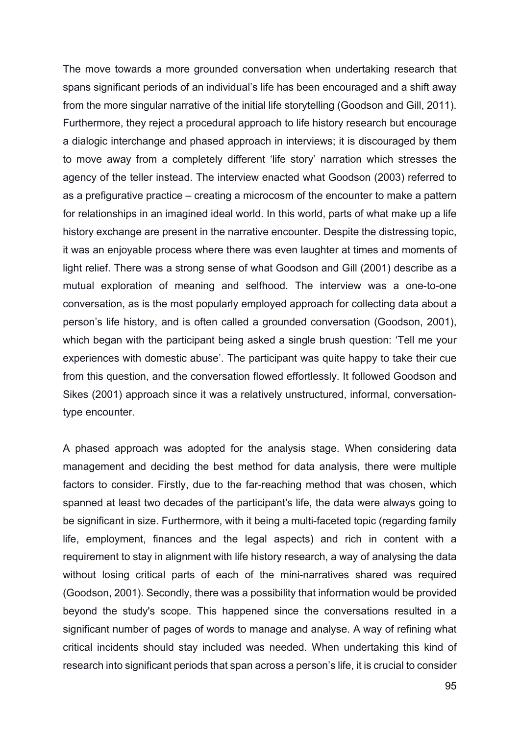The move towards a more grounded conversation when undertaking research that spans significant periods of an individual's life has been encouraged and a shift away from the more singular narrative of the initial life storytelling (Goodson and Gill, 2011). Furthermore, they reject a procedural approach to life history research but encourage a dialogic interchange and phased approach in interviews; it is discouraged by them to move away from a completely different 'life story' narration which stresses the agency of the teller instead. The interview enacted what Goodson (2003) referred to as a prefigurative practice – creating a microcosm of the encounter to make a pattern for relationships in an imagined ideal world. In this world, parts of what make up a life history exchange are present in the narrative encounter. Despite the distressing topic, it was an enjoyable process where there was even laughter at times and moments of light relief. There was a strong sense of what Goodson and Gill (2001) describe as a mutual exploration of meaning and selfhood. The interview was a one-to-one conversation, as is the most popularly employed approach for collecting data about a person's life history, and is often called a grounded conversation (Goodson, 2001), which began with the participant being asked a single brush question: 'Tell me your experiences with domestic abuse'. The participant was quite happy to take their cue from this question, and the conversation flowed effortlessly. It followed Goodson and Sikes (2001) approach since it was a relatively unstructured, informal, conversation-type encounter.

A phased approach was adopted for the analysis stage. When considering data management and deciding the best method for data analysis, there were multiple factors to consider. Firstly, due to the far-reaching method that was chosen, which spanned at least two decades of the participant's life, the data were always going to be significant in size. Furthermore, with it being a multi-faceted topic (regarding family life, employment, finances and the legal aspects) and rich in content with a requirement to stay in alignment with life history research, a way of analysing the data without losing critical parts of each of the mini-narratives shared was required (Goodson, 2001). Secondly, there was a possibility that information would be provided beyond the study's scope. This happened since the conversations resulted in a significant number of pages of words to manage and analyse. A way of refining what critical incidents should stay included was needed. When undertaking this kind of research into significant periods that span across a person's life, it is crucial to consider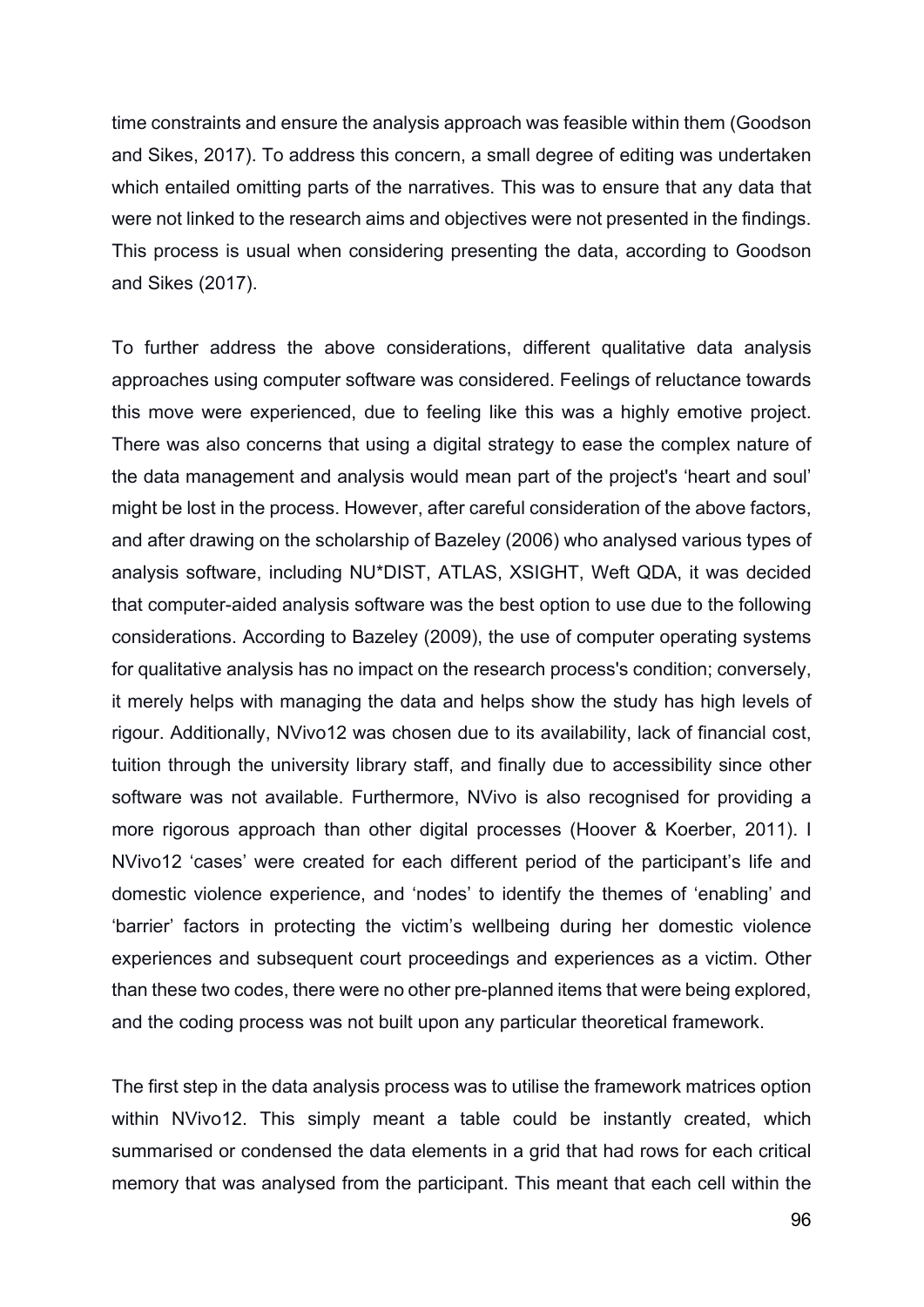time constraints and ensure the analysis approach was feasible within them (Goodson and Sikes, 2017). To address this concern, a small degree of editing was undertaken which entailed omitting parts of the narratives. This was to ensure that any data that were not linked to the research aims and objectives were not presented in the findings. This process is usual when considering presenting the data, according to Goodson and Sikes (2017).

To further address the above considerations, different qualitative data analysis approaches using computer software was considered. Feelings of reluctance towards this move were experienced, due to feeling like this was a highly emotive project. There was also concerns that using a digital strategy to ease the complex nature of the data management and analysis would mean part of the project's 'heart and soul' might be lost in the process. However, after careful consideration of the above factors, and after drawing on the scholarship of Bazeley (2006) who analysed various types of analysis software, including NU*DIST, ATLAS, XSIGHT, Weft QDA, it was decided that computer-aided analysis software was the best option to use due to the following considerations. According to Bazeley (2009), the use of computer operating systems for qualitative analysis has no impact on the research process's condition; conversely, it merely helps with managing the data and helps show the study has high levels of rigour. Additionally, NVivo12 was chosen due to its availability, lack of financial cost, tuition through the university library staff, and finally due to accessibility since other software was not available. Furthermore, NVivo is also recognised for providing a more rigorous approach than other digital processes (Hoover & Koerber, 2011). I NVivo12 'cases' were created for each different period of the participant's life and domestic violence experience, and 'nodes' to identify the themes of 'enabling' and 'barrier' factors in protecting the victim's wellbeing during her domestic violence experiences and subsequent court proceedings and experiences as a victim. Other than these two codes, there were no other pre-planned items that were being explored, and the coding process was not built upon any particular theoretical framework.

The first step in the data analysis process was to utilise the framework matrices option within NVivo12. This simply meant a table could be instantly created, which summarised or condensed the data elements in a grid that had rows for each critical memory that was analysed from the participant. This meant that each cell within the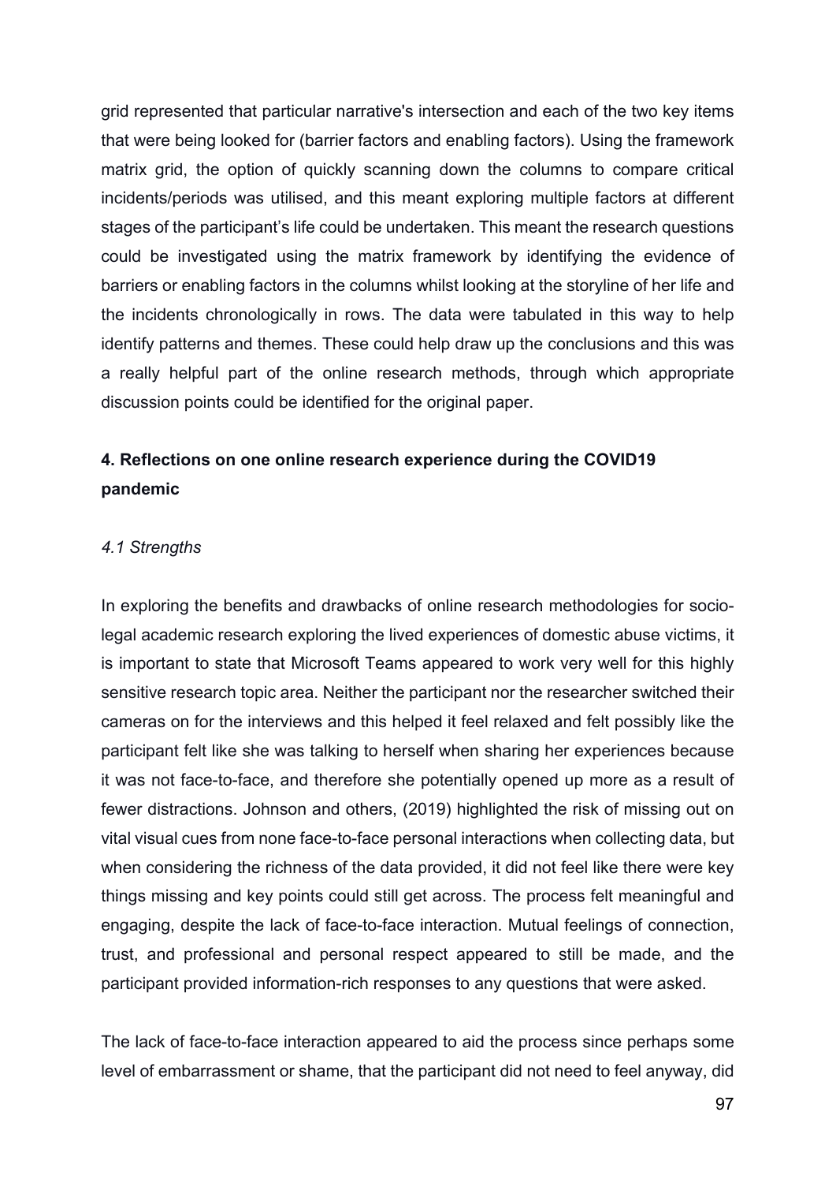grid represented that particular narrative's intersection and each of the two key items that were being looked for (barrier factors and enabling factors). Using the framework matrix grid, the option of quickly scanning down the columns to compare critical incidents/periods was utilised, and this meant exploring multiple factors at different stages of the participant's life could be undertaken. This meant the research questions could be investigated using the matrix framework by identifying the evidence of barriers or enabling factors in the columns whilst looking at the storyline of her life and the incidents chronologically in rows. The data were tabulated in this way to help identify patterns and themes. These could help draw up the conclusions and this was a really helpful part of the online research methods, through which appropriate discussion points could be identified for the original paper.

## 4. Reflections on one online research experience during the COVID19 pandemic

### *4.1 Strengths*

In exploring the benefits and drawbacks of online research methodologies for socio-legal academic research exploring the lived experiences of domestic abuse victims, it is important to state that Microsoft Teams appeared to work very well for this highly sensitive research topic area. Neither the participant nor the researcher switched their cameras on for the interviews and this helped it feel relaxed and felt possibly like the participant felt like she was talking to herself when sharing her experiences because it was not face-to-face, and therefore she potentially opened up more as a result of fewer distractions. Johnson and others, (2019) highlighted the risk of missing out on vital visual cues from none face-to-face personal interactions when collecting data, but when considering the richness of the data provided, it did not feel like there were key things missing and key points could still get across. The process felt meaningful and engaging, despite the lack of face-to-face interaction. Mutual feelings of connection, trust, and professional and personal respect appeared to still be made, and the participant provided information-rich responses to any questions that were asked.

The lack of face-to-face interaction appeared to aid the process since perhaps some level of embarrassment or shame, that the participant did not need to feel anyway, did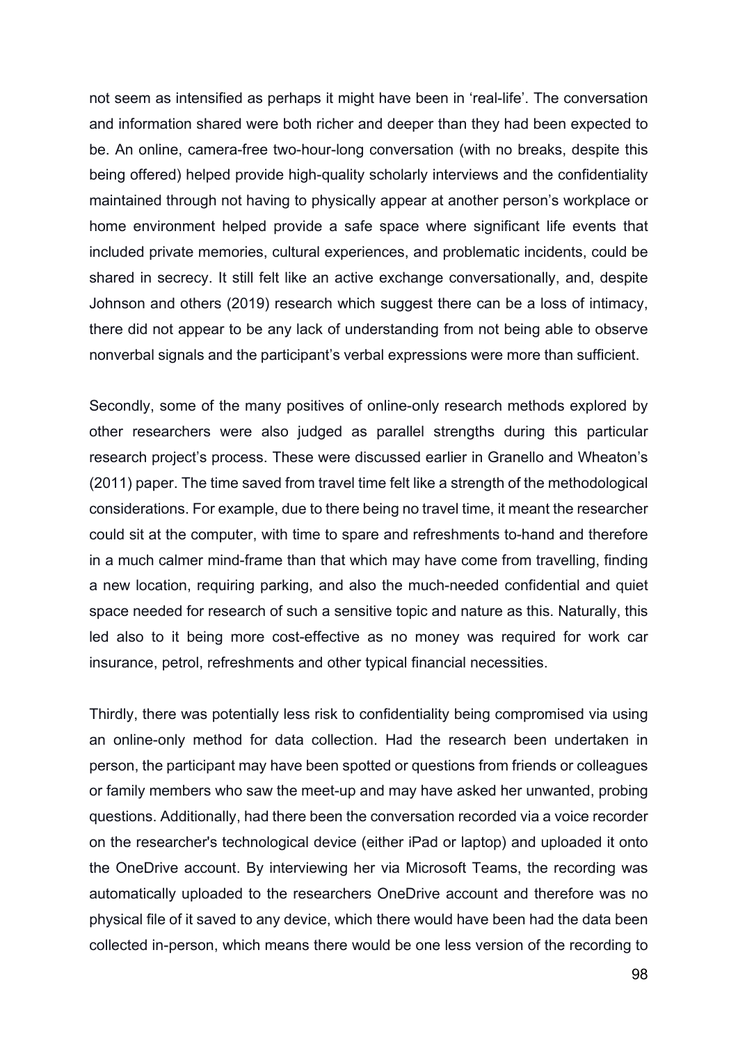not seem as intensified as perhaps it might have been in 'real-life'. The conversation and information shared were both richer and deeper than they had been expected to be. An online, camera-free two-hour-long conversation (with no breaks, despite this being offered) helped provide high-quality scholarly interviews and the confidentiality maintained through not having to physically appear at another person's workplace or home environment helped provide a safe space where significant life events that included private memories, cultural experiences, and problematic incidents, could be shared in secrecy. It still felt like an active exchange conversationally, and, despite Johnson and others (2019) research which suggest there can be a loss of intimacy, there did not appear to be any lack of understanding from not being able to observe nonverbal signals and the participant's verbal expressions were more than sufficient.

Secondly, some of the many positives of online-only research methods explored by other researchers were also judged as parallel strengths during this particular research project's process. These were discussed earlier in Granello and Wheaton's (2011) paper. The time saved from travel time felt like a strength of the methodological considerations. For example, due to there being no travel time, it meant the researcher could sit at the computer, with time to spare and refreshments to-hand and therefore in a much calmer mind-frame than that which may have come from travelling, finding a new location, requiring parking, and also the much-needed confidential and quiet space needed for research of such a sensitive topic and nature as this. Naturally, this led also to it being more cost-effective as no money was required for work car insurance, petrol, refreshments and other typical financial necessities.

Thirdly, there was potentially less risk to confidentiality being compromised via using an online-only method for data collection. Had the research been undertaken in person, the participant may have been spotted or questions from friends or colleagues or family members who saw the meet-up and may have asked her unwanted, probing questions. Additionally, had there been the conversation recorded via a voice recorder on the researcher's technological device (either iPad or laptop) and uploaded it onto the OneDrive account. By interviewing her via Microsoft Teams, the recording was automatically uploaded to the researchers OneDrive account and therefore was no physical file of it saved to any device, which there would have been had the data been collected in-person, which means there would be one less version of the recording to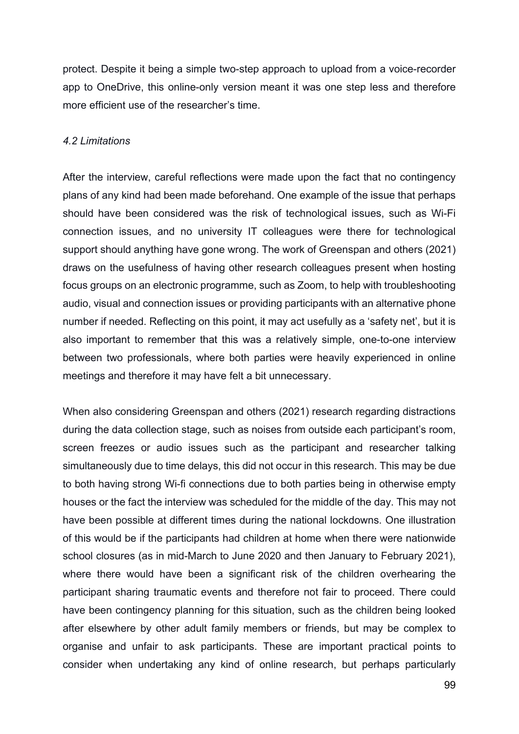protect. Despite it being a simple two-step approach to upload from a voice-recorder app to OneDrive, this online-only version meant it was one step less and therefore more efficient use of the researcher's time.

*4.2 Limitations*

After the interview, careful reflections were made upon the fact that no contingency plans of any kind had been made beforehand. One example of the issue that perhaps should have been considered was the risk of technological issues, such as Wi-Fi connection issues, and no university IT colleagues were there for technological support should anything have gone wrong. The work of Greenspan and others (2021) draws on the usefulness of having other research colleagues present when hosting focus groups on an electronic programme, such as Zoom, to help with troubleshooting audio, visual and connection issues or providing participants with an alternative phone number if needed. Reflecting on this point, it may act usefully as a 'safety net', but it is also important to remember that this was a relatively simple, one-to-one interview between two professionals, where both parties were heavily experienced in online meetings and therefore it may have felt a bit unnecessary.

When also considering Greenspan and others (2021) research regarding distractions during the data collection stage, such as noises from outside each participant's room, screen freezes or audio issues such as the participant and researcher talking simultaneously due to time delays, this did not occur in this research. This may be due to both having strong Wi-fi connections due to both parties being in otherwise empty houses or the fact the interview was scheduled for the middle of the day. This may not have been possible at different times during the national lockdowns. One illustration of this would be if the participants had children at home when there were nationwide school closures (as in mid-March to June 2020 and then January to February 2021), where there would have been a significant risk of the children overhearing the participant sharing traumatic events and therefore not fair to proceed. There could have been contingency planning for this situation, such as the children being looked after elsewhere by other adult family members or friends, but may be complex to organise and unfair to ask participants. These are important practical points to consider when undertaking any kind of online research, but perhaps particularly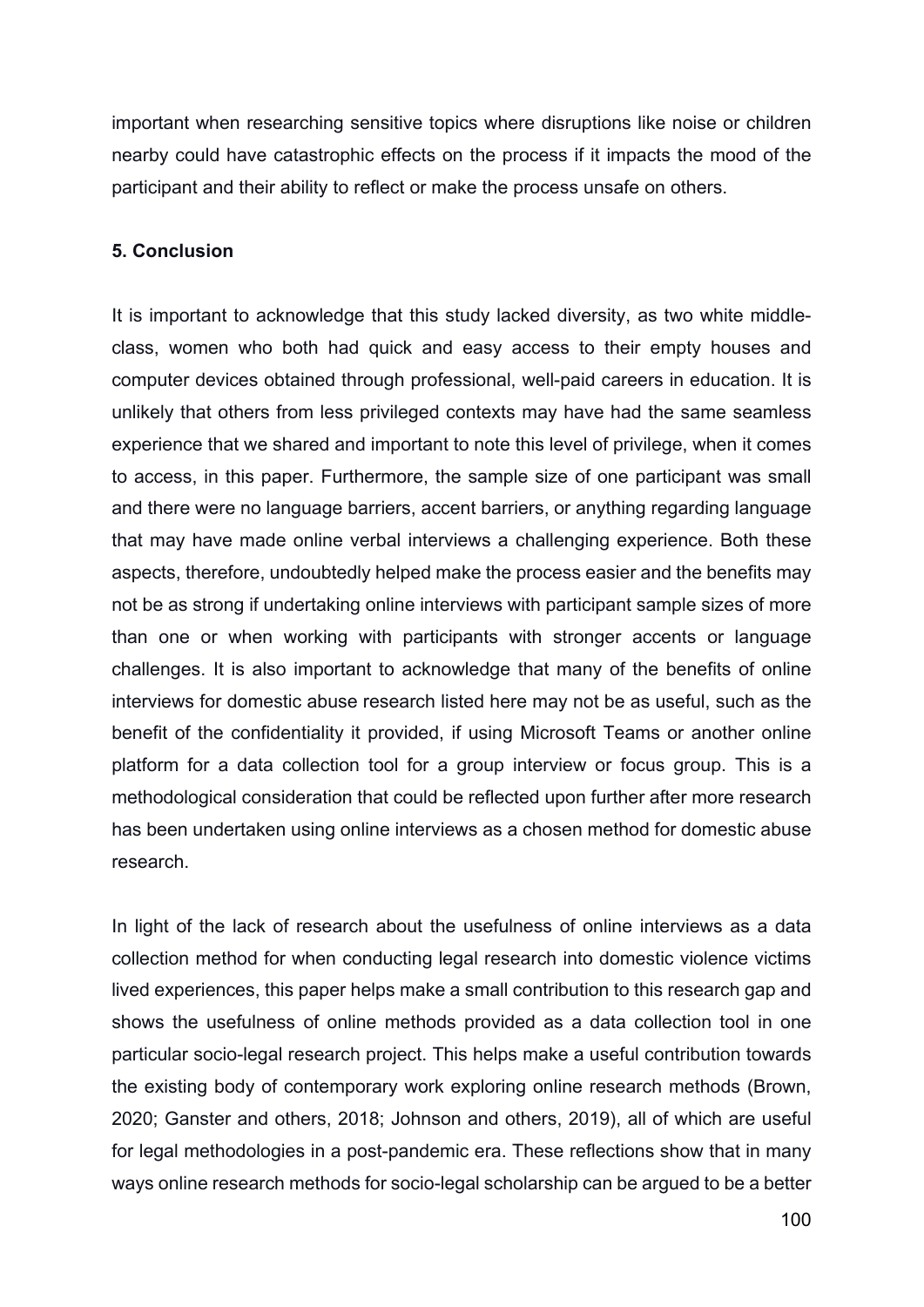important when researching sensitive topics where disruptions like noise or children nearby could have catastrophic effects on the process if it impacts the mood of the participant and their ability to reflect or make the process unsafe on others.

## 5. Conclusion

It is important to acknowledge that this study lacked diversity, as two white middle-class, women who both had quick and easy access to their empty houses and computer devices obtained through professional, well-paid careers in education. It is unlikely that others from less privileged contexts may have had the same seamless experience that we shared and important to note this level of privilege, when it comes to access, in this paper. Furthermore, the sample size of one participant was small and there were no language barriers, accent barriers, or anything regarding language that may have made online verbal interviews a challenging experience. Both these aspects, therefore, undoubtedly helped make the process easier and the benefits may not be as strong if undertaking online interviews with participant sample sizes of more than one or when working with participants with stronger accents or language challenges. It is also important to acknowledge that many of the benefits of online interviews for domestic abuse research listed here may not be as useful, such as the benefit of the confidentiality it provided, if using Microsoft Teams or another online platform for a data collection tool for a group interview or focus group. This is a methodological consideration that could be reflected upon further after more research has been undertaken using online interviews as a chosen method for domestic abuse research.

In light of the lack of research about the usefulness of online interviews as a data collection method for when conducting legal research into domestic violence victims lived experiences, this paper helps make a small contribution to this research gap and shows the usefulness of online methods provided as a data collection tool in one particular socio-legal research project. This helps make a useful contribution towards the existing body of contemporary work exploring online research methods (Brown, 2020; Ganster and others, 2018; Johnson and others, 2019), all of which are useful for legal methodologies in a post-pandemic era. These reflections show that in many ways online research methods for socio-legal scholarship can be argued to be a better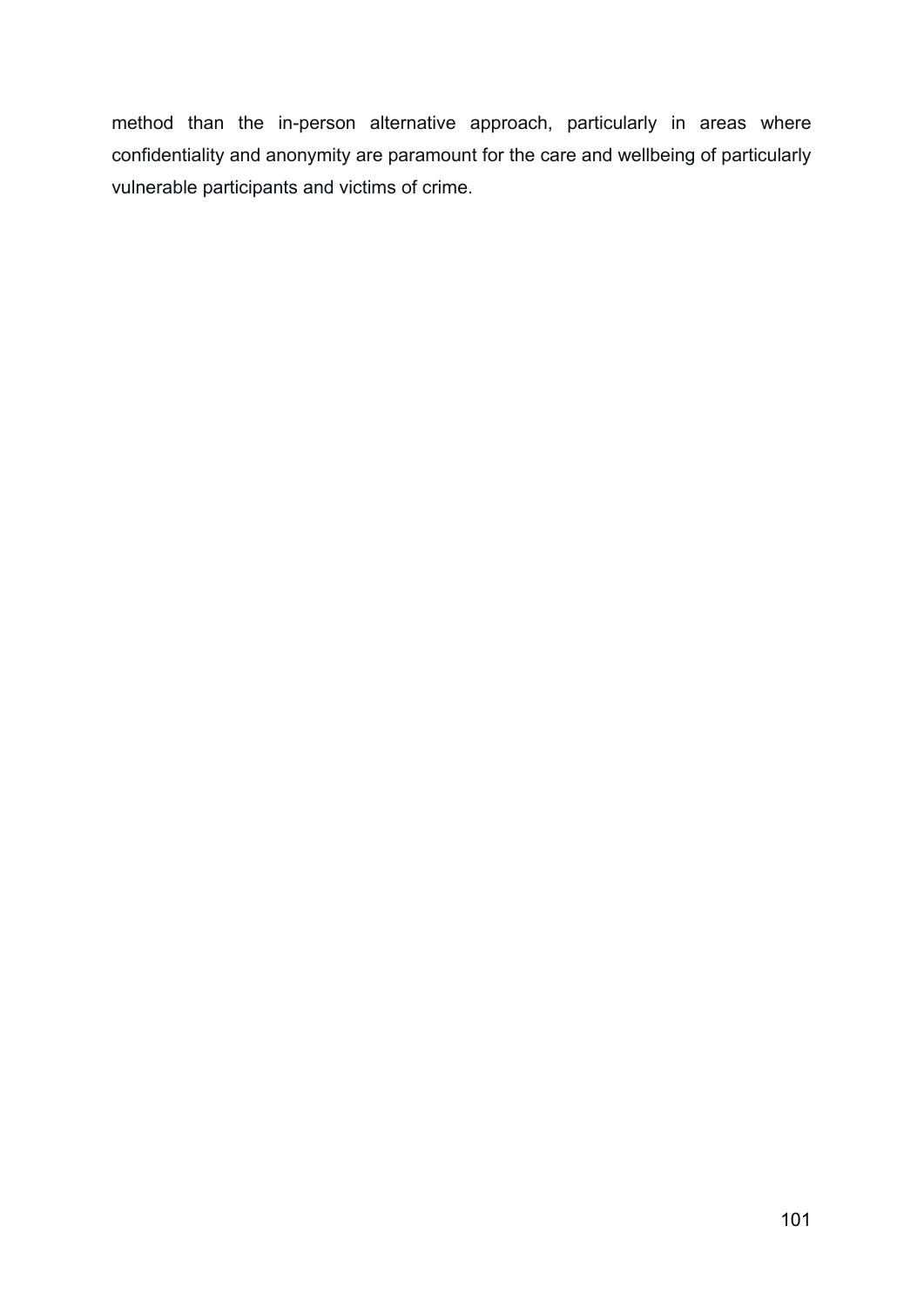method than the in-person alternative approach, particularly in areas where confidentiality and anonymity are paramount for the care and wellbeing of particularly vulnerable participants and victims of crime.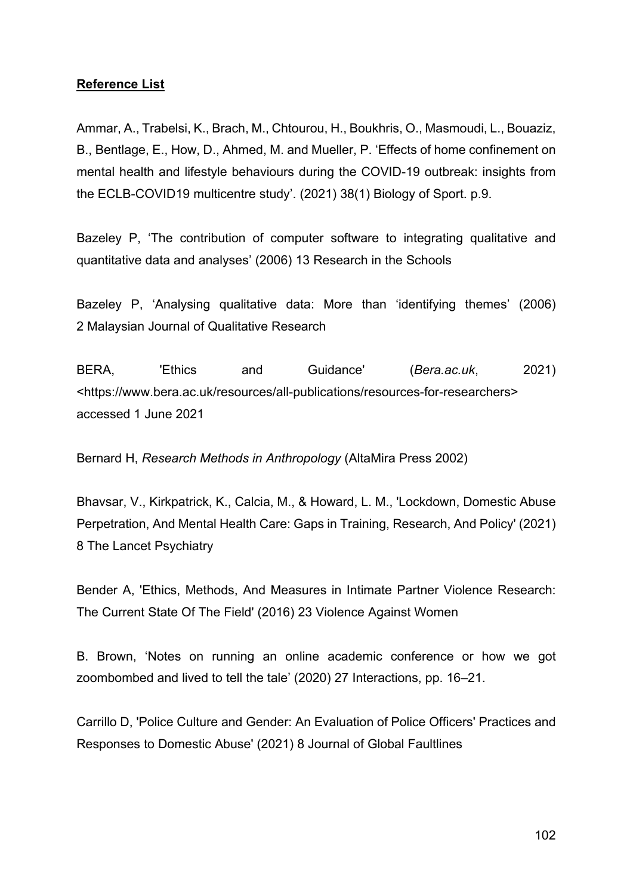**Reference List**

Ammar, A., Trabelsi, K., Brach, M., Chtourou, H., Boukhris, O., Masmoudi, L., Bouaziz, B., Bentlage, E., How, D., Ahmed, M. and Mueller, P. 'Effects of home confinement on mental health and lifestyle behaviours during the COVID-19 outbreak: insights from the ECLB-COVID19 multicentre study'. (2021) 38(1) Biology of Sport. p.9.

Bazeley P, 'The contribution of computer software to integrating qualitative and quantitative data and analyses' (2006) 13 Research in the Schools

Bazeley P, 'Analysing qualitative data: More than 'identifying themes' (2006) 2 Malaysian Journal of Qualitative Research

BERA, 'Ethics and Guidance' (*Bera.ac.uk*, 2021) <https://www.bera.ac.uk/resources/all-publications/resources-for-researchers> accessed 1 June 2021

Bernard H, *Research Methods in Anthropology* (AltaMira Press 2002)

Bhavsar, V., Kirkpatrick, K., Calcia, M., & Howard, L. M., 'Lockdown, Domestic Abuse Perpetration, And Mental Health Care: Gaps in Training, Research, And Policy' (2021) 8 The Lancet Psychiatry

Bender A, 'Ethics, Methods, And Measures in Intimate Partner Violence Research: The Current State Of The Field' (2016) 23 Violence Against Women

B. Brown, 'Notes on running an online academic conference or how we got zoombombed and lived to tell the tale' (2020) 27 Interactions, pp. 16–21.

Carrillo D, 'Police Culture and Gender: An Evaluation of Police Officers' Practices and Responses to Domestic Abuse' (2021) 8 Journal of Global Faultlines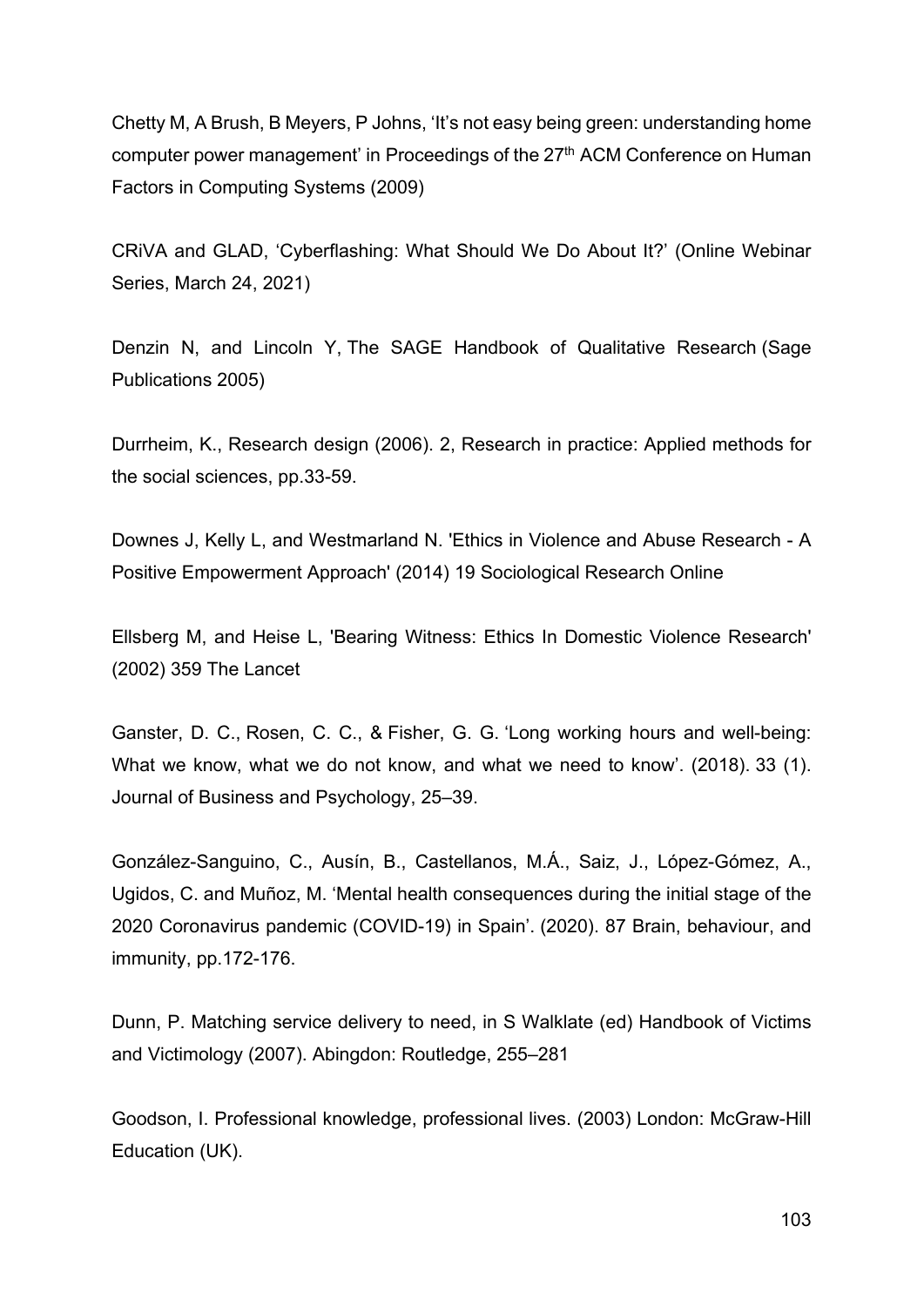Chetty M, A Brush, B Meyers, P Johns, 'It's not easy being green: understanding home computer power management' in Proceedings of the 27th ACM Conference on Human Factors in Computing Systems (2009)

CRiVA and GLAD, 'Cyberflashing: What Should We Do About It?' (Online Webinar Series, March 24, 2021)

Denzin N, and Lincoln Y, The SAGE Handbook of Qualitative Research (Sage Publications 2005)

Durrheim, K., Research design (2006). 2, Research in practice: Applied methods for the social sciences, pp.33-59.

Downes J, Kelly L, and Westmarland N. 'Ethics in Violence and Abuse Research - A Positive Empowerment Approach' (2014) 19 Sociological Research Online

Ellsberg M, and Heise L, 'Bearing Witness: Ethics In Domestic Violence Research' (2002) 359 The Lancet

Ganster, D. C., Rosen, C. C., & Fisher, G. G. 'Long working hours and well-being: What we know, what we do not know, and what we need to know'. (2018). 33 (1). Journal of Business and Psychology, 25–39.

González-Sanguino, C., Ausín, B., Castellanos, M.Á., Saiz, J., López-Gómez, A., Ugidos, C. and Muñoz, M. 'Mental health consequences during the initial stage of the 2020 Coronavirus pandemic (COVID-19) in Spain'. (2020). 87 Brain, behaviour, and immunity, pp.172-176.

Dunn, P. Matching service delivery to need, in S Walklate (ed) Handbook of Victims and Victimology (2007). Abingdon: Routledge, 255–281

Goodson, I. Professional knowledge, professional lives. (2003) London: McGraw-Hill Education (UK).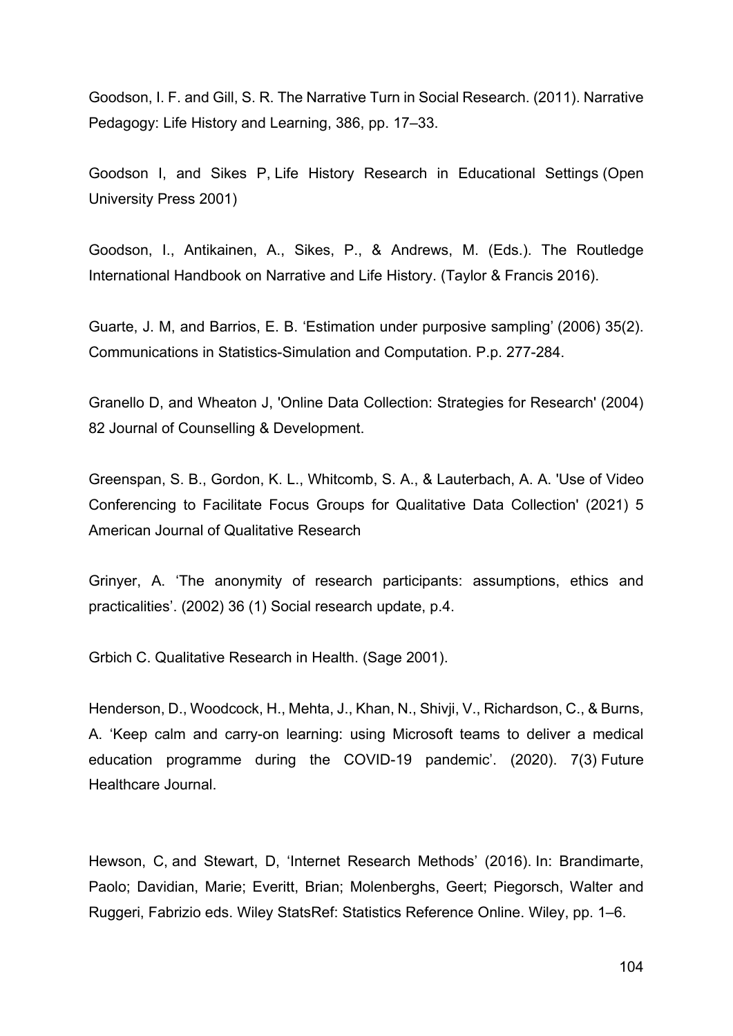Goodson, I. F. and Gill, S. R. The Narrative Turn in Social Research. (2011). Narrative Pedagogy: Life History and Learning, 386, pp. 17–33.

Goodson I, and Sikes P, Life History Research in Educational Settings (Open University Press 2001)

Goodson, I., Antikainen, A., Sikes, P., & Andrews, M. (Eds.). The Routledge International Handbook on Narrative and Life History. (Taylor & Francis 2016).

Guarte, J. M, and Barrios, E. B. 'Estimation under purposive sampling' (2006) 35(2). Communications in Statistics-Simulation and Computation. P.p. 277-284.

Granello D, and Wheaton J, 'Online Data Collection: Strategies for Research' (2004) 82 Journal of Counselling & Development.

Greenspan, S. B., Gordon, K. L., Whitcomb, S. A., & Lauterbach, A. A. 'Use of Video Conferencing to Facilitate Focus Groups for Qualitative Data Collection' (2021) 5 American Journal of Qualitative Research

Grinyer, A. 'The anonymity of research participants: assumptions, ethics and practicalities'. (2002) 36 (1) Social research update, p.4.

Grbich C. Qualitative Research in Health. (Sage 2001).

Henderson, D., Woodcock, H., Mehta, J., Khan, N., Shivji, V., Richardson, C., & Burns, A. 'Keep calm and carry-on learning: using Microsoft teams to deliver a medical education programme during the COVID-19 pandemic'. (2020). 7(3) Future Healthcare Journal.

Hewson, C, and Stewart, D, 'Internet Research Methods' (2016). In: Brandimarte, Paolo; Davidian, Marie; Everitt, Brian; Molenberghs, Geert; Piegorsch, Walter and Ruggeri, Fabrizio eds. Wiley StatsRef: Statistics Reference Online. Wiley, pp. 1–6.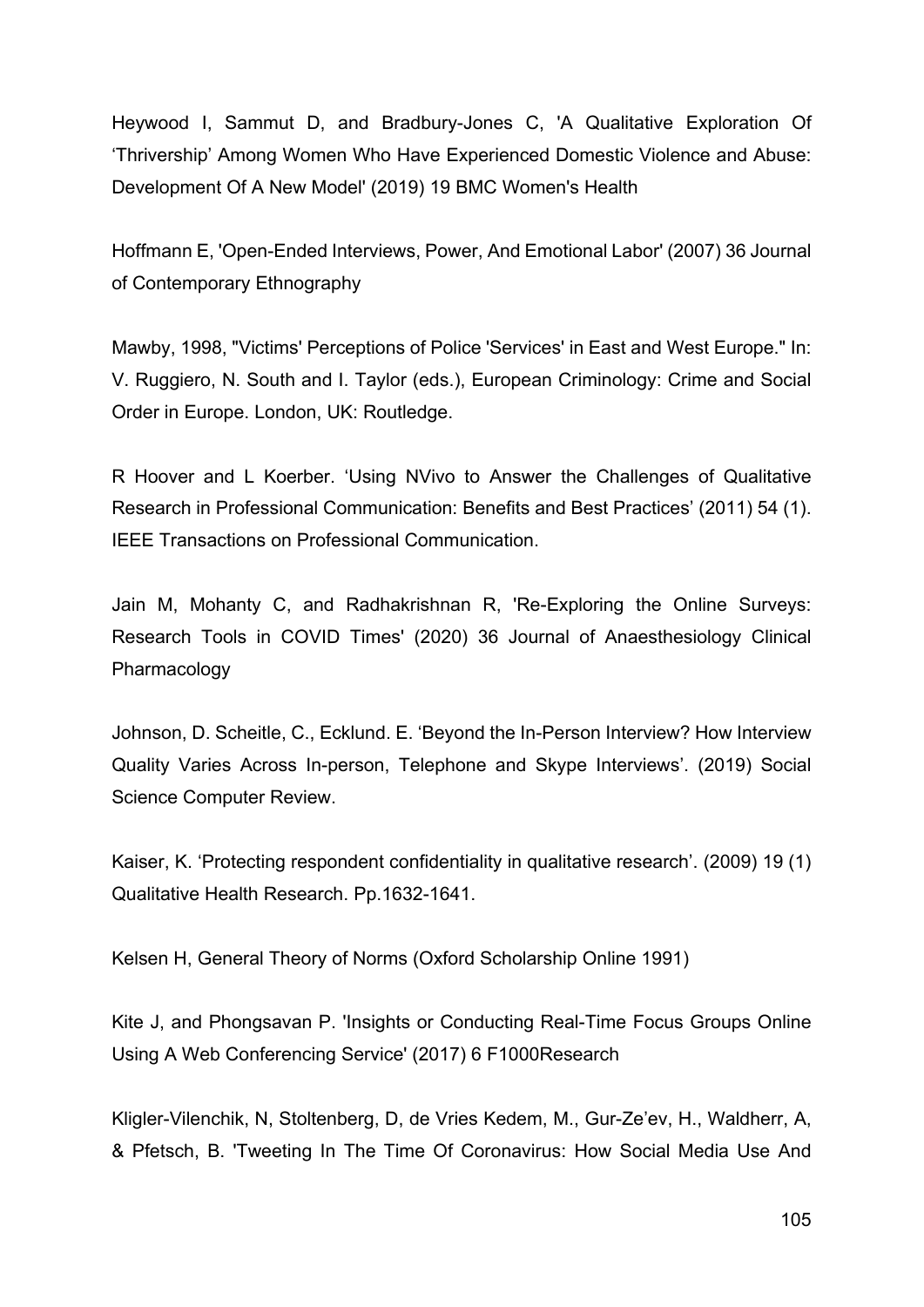Heywood I, Sammut D, and Bradbury-Jones C, 'A Qualitative Exploration Of 'Thrivership' Among Women Who Have Experienced Domestic Violence and Abuse: Development Of A New Model' (2019) 19 BMC Women's Health

Hoffmann E, 'Open-Ended Interviews, Power, And Emotional Labor' (2007) 36 Journal of Contemporary Ethnography

Mawby, 1998, "Victims' Perceptions of Police 'Services' in East and West Europe." In: V. Ruggiero, N. South and I. Taylor (eds.), European Criminology: Crime and Social Order in Europe. London, UK: Routledge.

R Hoover and L Koerber. 'Using NVivo to Answer the Challenges of Qualitative Research in Professional Communication: Benefits and Best Practices' (2011) 54 (1). IEEE Transactions on Professional Communication.

Jain M, Mohanty C, and Radhakrishnan R, 'Re-Exploring the Online Surveys: Research Tools in COVID Times' (2020) 36 Journal of Anaesthesiology Clinical Pharmacology

Johnson, D. Scheitle, C., Ecklund. E. 'Beyond the In-Person Interview? How Interview Quality Varies Across In-person, Telephone and Skype Interviews'. (2019) Social Science Computer Review.

Kaiser, K. 'Protecting respondent confidentiality in qualitative research'. (2009) 19 (1) Qualitative Health Research. Pp.1632-1641.

Kelsen H, General Theory of Norms (Oxford Scholarship Online 1991)

Kite J, and Phongsavan P. 'Insights or Conducting Real-Time Focus Groups Online Using A Web Conferencing Service' (2017) 6 F1000Research

Kligler-Vilenchik, N, Stoltenberg, D, de Vries Kedem, M., Gur-Ze'ev, H., Waldherr, A, & Pfetsch, B. 'Tweeting In The Time Of Coronavirus: How Social Media Use And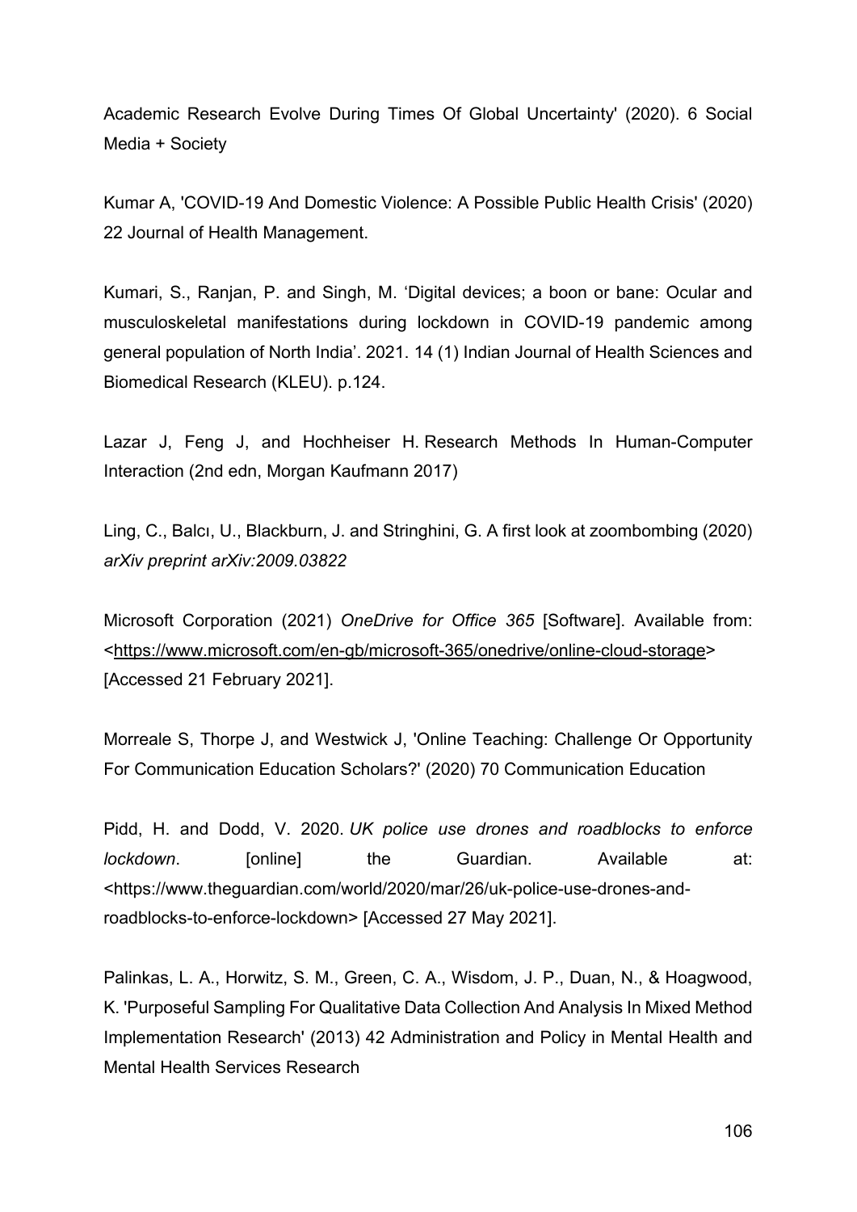Academic Research Evolve During Times Of Global Uncertainty' (2020). 6 Social Media + Society

Kumar A, 'COVID-19 And Domestic Violence: A Possible Public Health Crisis' (2020) 22 Journal of Health Management.

Kumari, S., Ranjan, P. and Singh, M. 'Digital devices; a boon or bane: Ocular and musculoskeletal manifestations during lockdown in COVID-19 pandemic among general population of North India'. 2021. 14 (1) Indian Journal of Health Sciences and Biomedical Research (KLEU). p.124.

Lazar J, Feng J, and Hochheiser H. Research Methods In Human-Computer Interaction (2nd edn, Morgan Kaufmann 2017)

Ling, C., Balcı, U., Blackburn, J. and Stringhini, G. A first look at zoombombing (2020) *arXiv preprint arXiv:2009.03822*

Microsoft Corporation (2021) *OneDrive for Office 365* [Software]. Available from: <https://www.microsoft.com/en-gb/microsoft-365/onedrive/online-cloud-storage> [Accessed 21 February 2021].

Morreale S, Thorpe J, and Westwick J, 'Online Teaching: Challenge Or Opportunity For Communication Education Scholars?' (2020) 70 Communication Education

Pidd, H. and Dodd, V. 2020. *UK police use drones and roadblocks to enforce lockdown*. [online] the Guardian. Available at: <https://www.theguardian.com/world/2020/mar/26/uk-police-use-drones-and-roadblocks-to-enforce-lockdown> [Accessed 27 May 2021].

Palinkas, L. A., Horwitz, S. M., Green, C. A., Wisdom, J. P., Duan, N., & Hoagwood, K. 'Purposeful Sampling For Qualitative Data Collection And Analysis In Mixed Method Implementation Research' (2013) 42 Administration and Policy in Mental Health and Mental Health Services Research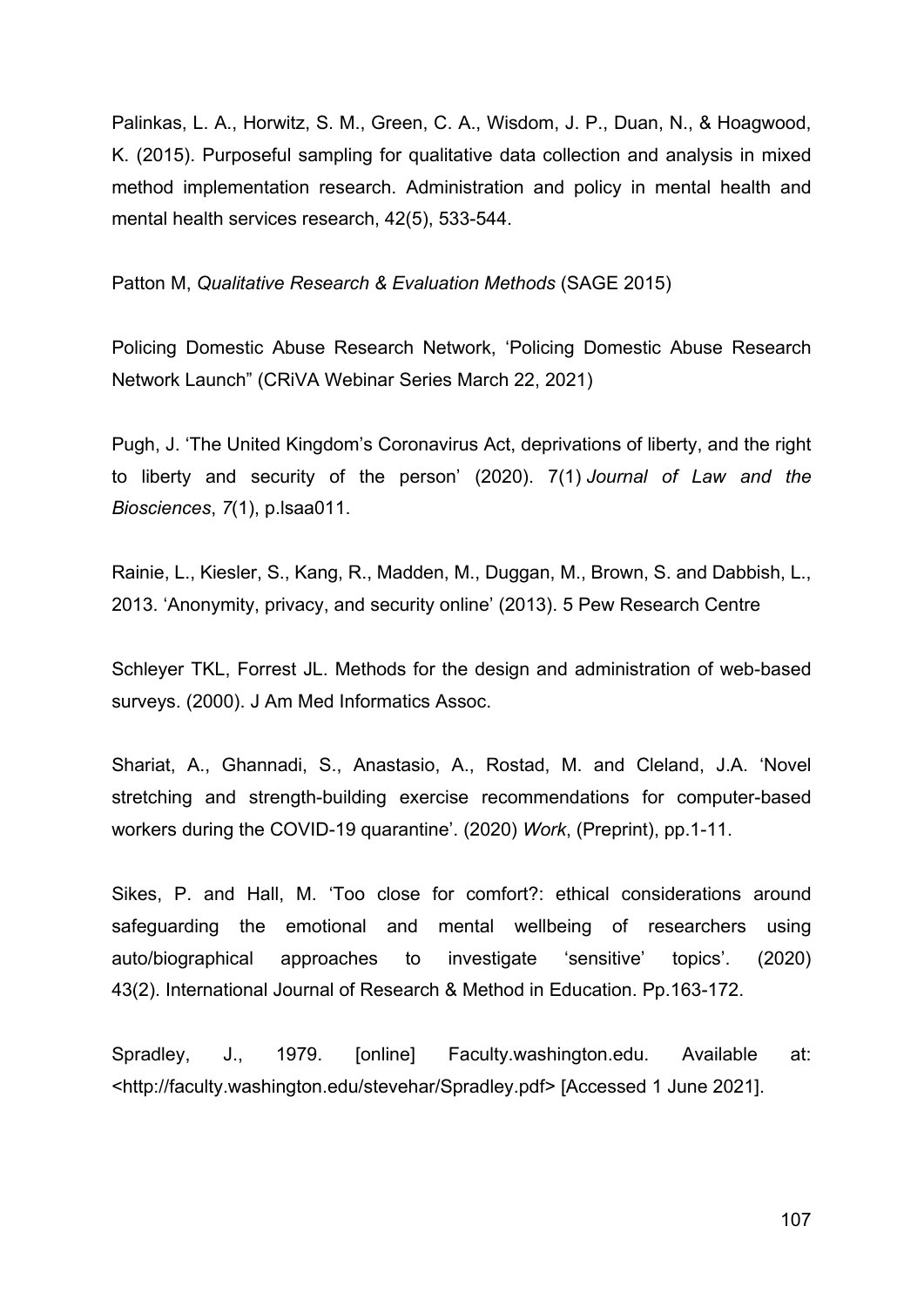Palinkas, L. A., Horwitz, S. M., Green, C. A., Wisdom, J. P., Duan, N., & Hoagwood, K. (2015). Purposeful sampling for qualitative data collection and analysis in mixed method implementation research. Administration and policy in mental health and mental health services research, 42(5), 533-544.

Patton M, *Qualitative Research & Evaluation Methods* (SAGE 2015)

Policing Domestic Abuse Research Network, 'Policing Domestic Abuse Research Network Launch" (CRiVA Webinar Series March 22, 2021)

Pugh, J. 'The United Kingdom's Coronavirus Act, deprivations of liberty, and the right to liberty and security of the person' (2020). 7(1) *Journal of Law and the Biosciences*, *7*(1), p.lsaa011.

Rainie, L., Kiesler, S., Kang, R., Madden, M., Duggan, M., Brown, S. and Dabbish, L., 2013. 'Anonymity, privacy, and security online' (2013). 5 Pew Research Centre

Schleyer TKL, Forrest JL. Methods for the design and administration of web-based surveys. (2000). J Am Med Informatics Assoc.

Shariat, A., Ghannadi, S., Anastasio, A., Rostad, M. and Cleland, J.A. 'Novel stretching and strength-building exercise recommendations for computer-based workers during the COVID-19 quarantine'. (2020) *Work*, (Preprint), pp.1-11.

Sikes, P. and Hall, M. 'Too close for comfort?: ethical considerations around safeguarding the emotional and mental wellbeing of researchers using auto/biographical approaches to investigate 'sensitive' topics'. (2020) 43(2). International Journal of Research & Method in Education. Pp.163-172.

Spradley, J., 1979. [online] Faculty.washington.edu. Available at: <http://faculty.washington.edu/stevehar/Spradley.pdf> [Accessed 1 June 2021].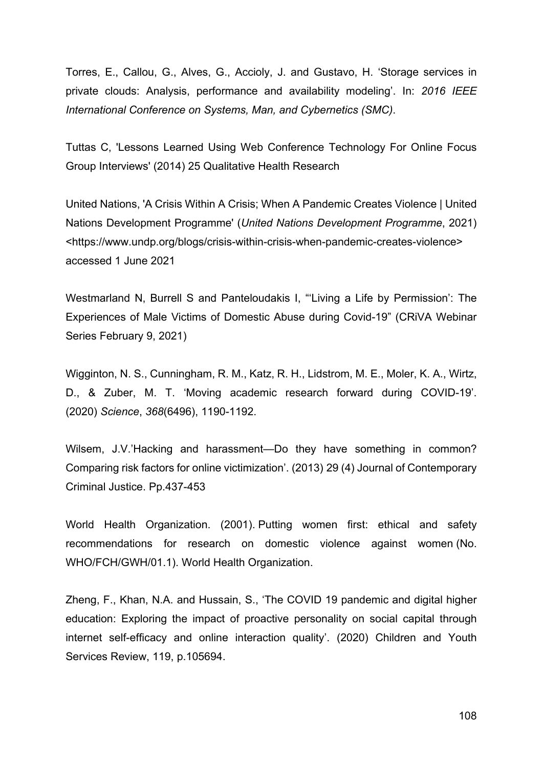Torres, E., Callou, G., Alves, G., Accioly, J. and Gustavo, H. 'Storage services in private clouds: Analysis, performance and availability modeling'. In: *2016 IEEE International Conference on Systems, Man, and Cybernetics (SMC)*.

Tuttas C, 'Lessons Learned Using Web Conference Technology For Online Focus Group Interviews' (2014) 25 Qualitative Health Research

United Nations, 'A Crisis Within A Crisis; When A Pandemic Creates Violence | United Nations Development Programme' (*United Nations Development Programme*, 2021) <https://www.undp.org/blogs/crisis-within-crisis-when-pandemic-creates-violence> accessed 1 June 2021

Westmarland N, Burrell S and Panteloudakis I, "'Living a Life by Permission': The Experiences of Male Victims of Domestic Abuse during Covid-19" (CRiVA Webinar Series February 9, 2021)

Wigginton, N. S., Cunningham, R. M., Katz, R. H., Lidstrom, M. E., Moler, K. A., Wirtz, D., & Zuber, M. T. 'Moving academic research forward during COVID-19'. (2020) *Science*, *368*(6496), 1190-1192.

Wilsem, J.V.'Hacking and harassment—Do they have something in common? Comparing risk factors for online victimization'. (2013) 29 (4) Journal of Contemporary Criminal Justice. Pp.437-453

World Health Organization. (2001). Putting women first: ethical and safety recommendations for research on domestic violence against women (No. WHO/FCH/GWH/01.1). World Health Organization.

Zheng, F., Khan, N.A. and Hussain, S., 'The COVID 19 pandemic and digital higher education: Exploring the impact of proactive personality on social capital through internet self-efficacy and online interaction quality'. (2020) Children and Youth Services Review, 119, p.105694.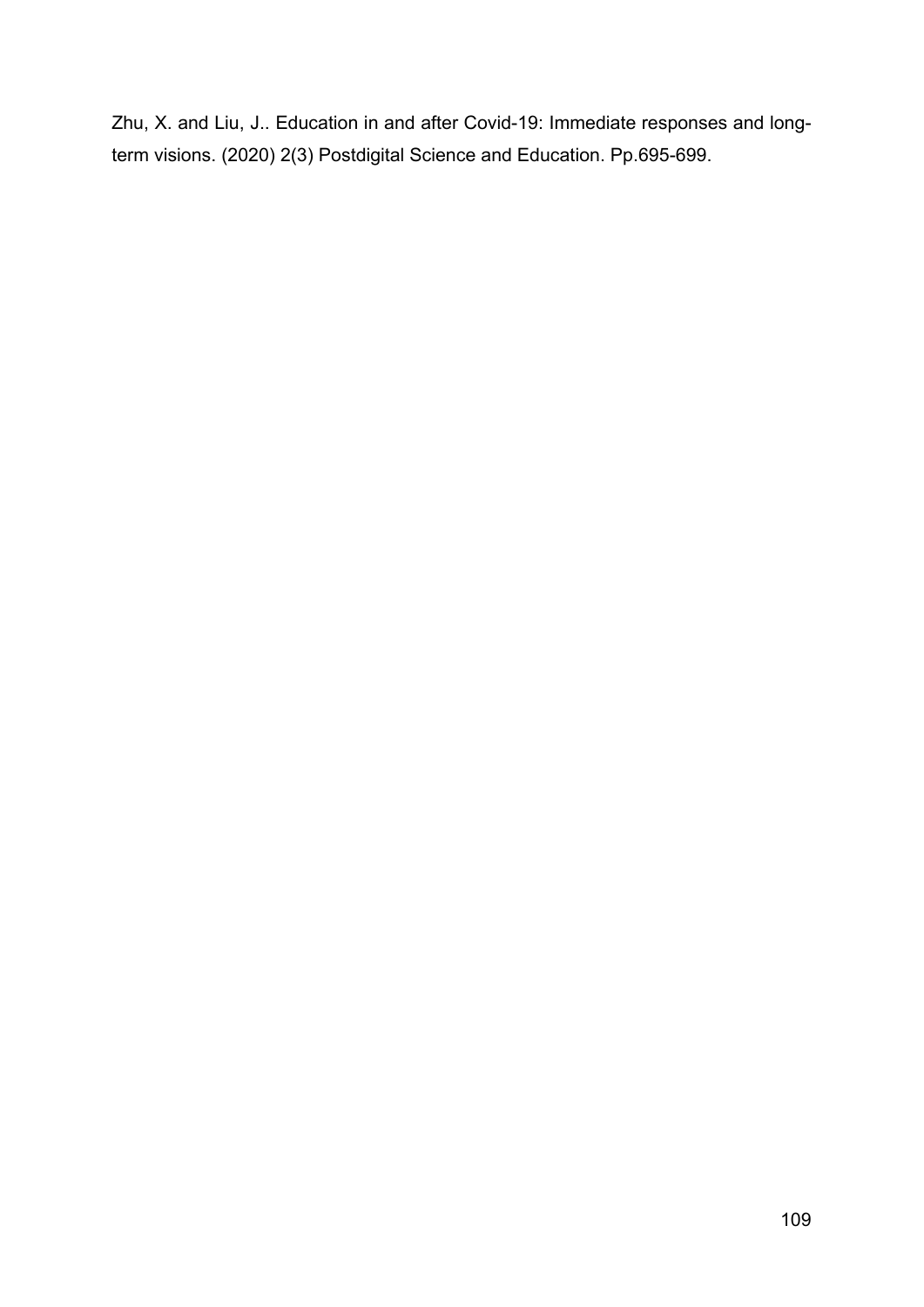Zhu, X. and Liu, J.. Education in and after Covid-19: Immediate responses and long-term visions. (2020) 2(3) Postdigital Science and Education. Pp.695-699.